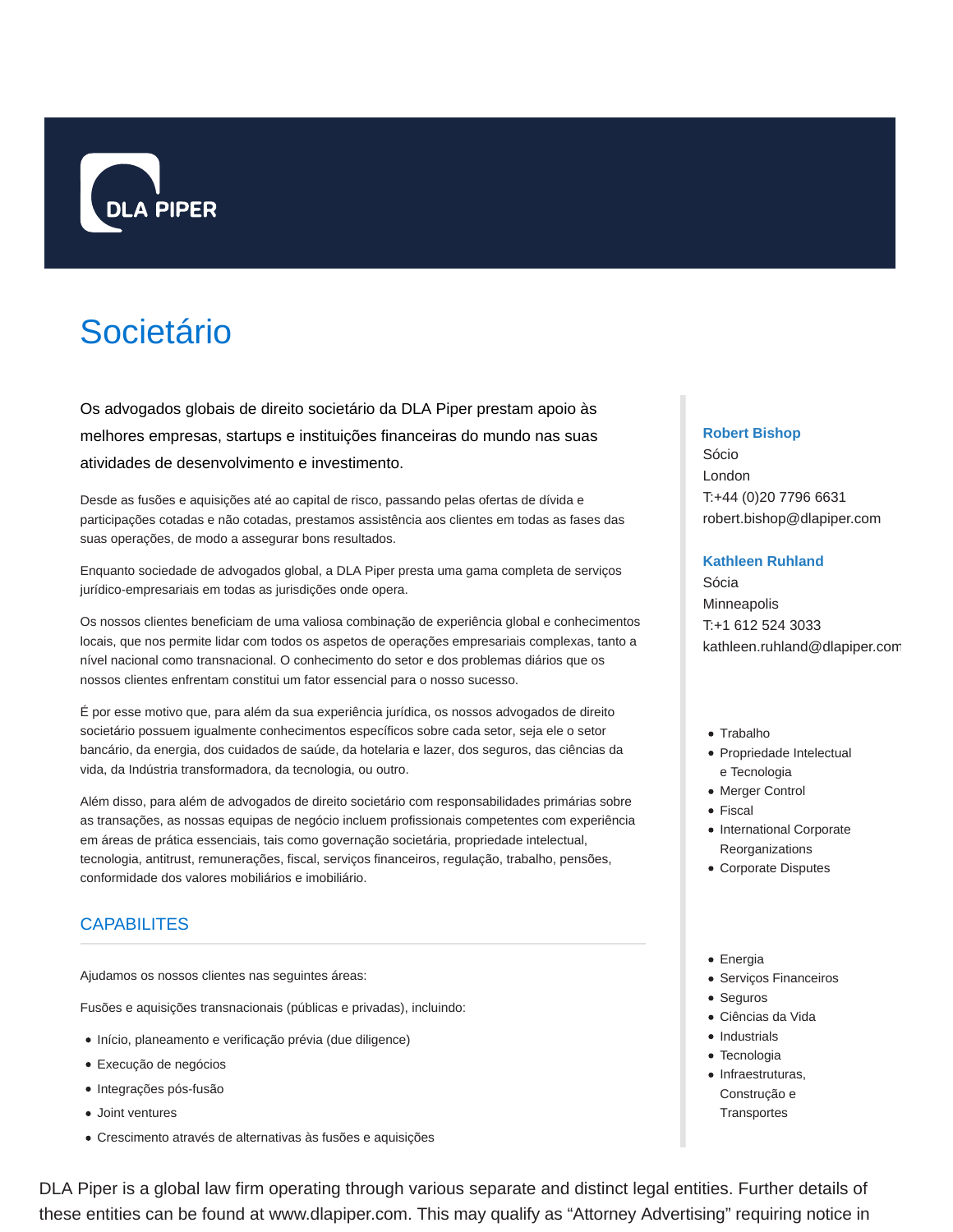# Societário

Os advogados globais de direito societário da DLA Piper prestam apoio às melhores empresas, startups e instituições financeiras do mundo nas suas atividades de desenvolvimento e investimento.

Desde as fusões e aquisições até ao capital de risco, passando pelas ofertas de dívida e participações cotadas e não cotadas, prestamos assistência aos clientes em todas as fases das suas operações, de modo a assegurar bons resultados.

Enquanto sociedade de advogados global, a DLA Piper presta uma gama completa de serviços jurídico-empresariais em todas as jurisdições onde opera.

Os nossos clientes beneficiam de uma valiosa combinação de experiência global e conhecimentos locais, que nos permite lidar com todos os aspetos de operações empresariais complexas, tanto a nível nacional como transnacional. O conhecimento do setor e dos problemas diários que os nossos clientes enfrentam constitui um fator essencial para o nosso sucesso.

É por esse motivo que, para além da sua experiência jurídica, os nossos advogados de direito societário possuem igualmente conhecimentos específicos sobre cada setor, seja ele o setor bancário, da energia, dos cuidados de saúde, da hotelaria e lazer, dos seguros, das ciências da vida, da Indústria transformadora, da tecnologia, ou outro.

Além disso, para além de advogados de direito societário com responsabilidades primárias sobre as transações, as nossas equipas de negócio incluem profissionais competentes com experiência em áreas de prática essenciais, tais como governação societária, propriedade intelectual, tecnologia, antitrust, remunerações, fiscal, serviços financeiros, regulação, trabalho, pensões, conformidade dos valores mobiliários e imobiliário.

## CAPABILITES

Ajudamos os nossos clientes nas seguintes áreas:

Fusões e aquisições transnacionais (públicas e privadas), incluindo:

- Início, planeamento e verificação prévia (due diligence)
- Execução de negócios
- Integrações pós-fusão
- Joint ventures
- Crescimento através de alternativas às fusões e aquisições

**Robert Bishop**
Sócio
London
T:+44 (0)20 7796 6631
robert.bishop@dlapiper.com

**Kathleen Ruhland**
Sócia
Minneapolis
T:+1 612 524 3033
kathleen.ruhland@dlapiper.com

- Trabalho
- Propriedade Intelectual e Tecnologia
- Merger Control
- Fiscal
- International Corporate Reorganizations
- Corporate Disputes

- Energia
- Serviços Financeiros
- Seguros
- Ciências da Vida
- Industrials
- Tecnologia
- Infraestruturas, Construção e Transportes

DLA Piper is a global law firm operating through various separate and distinct legal entities. Further details of these entities can be found at www.dlapiper.com. This may qualify as “Attorney Advertising” requiring notice in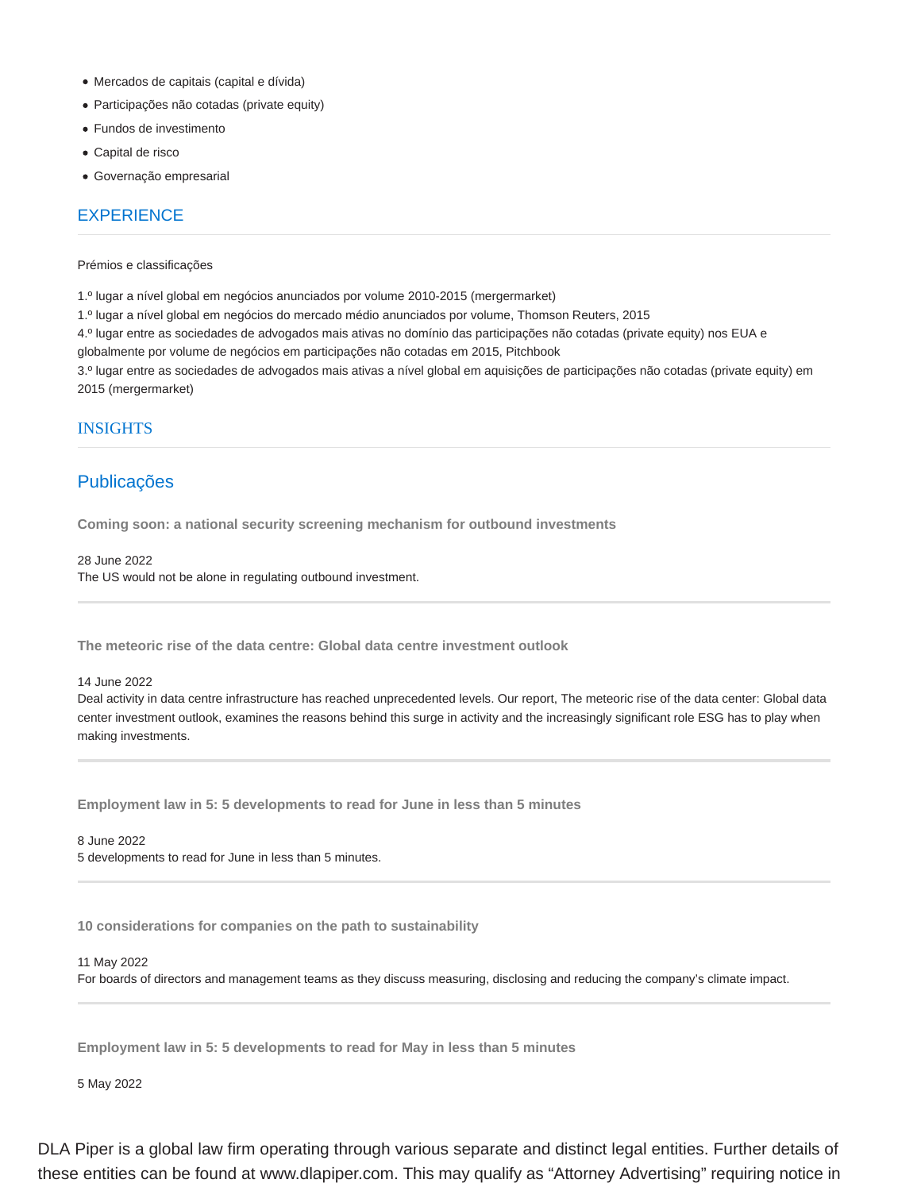- Mercados de capitais (capital e dívida)
- Participações não cotadas (private equity)
- Fundos de investimento
- Capital de risco
- Governação empresarial

## EXPERIENCE

Prémios e classificações

1.º lugar a nível global em negócios anunciados por volume 2010-2015 (mergermarket)
1.º lugar a nível global em negócios do mercado médio anunciados por volume, Thomson Reuters, 2015
4.º lugar entre as sociedades de advogados mais ativas no domínio das participações não cotadas (private equity) nos EUA e globalmente por volume de negócios em participações não cotadas em 2015, Pitchbook
3.º lugar entre as sociedades de advogados mais ativas a nível global em aquisições de participações não cotadas (private equity) em 2015 (mergermarket)

## INSIGHTS

## Publicações

**Coming soon: a national security screening mechanism for outbound investments**

28 June 2022
The US would not be alone in regulating outbound investment.

---

**The meteoric rise of the data centre: Global data centre investment outlook**

14 June 2022
Deal activity in data centre infrastructure has reached unprecedented levels. Our report, The meteoric rise of the data center: Global data center investment outlook, examines the reasons behind this surge in activity and the increasingly significant role ESG has to play when making investments.

---

**Employment law in 5: 5 developments to read for June in less than 5 minutes**

8 June 2022
5 developments to read for June in less than 5 minutes.

---

**10 considerations for companies on the path to sustainability**

11 May 2022
For boards of directors and management teams as they discuss measuring, disclosing and reducing the company's climate impact.

---

**Employment law in 5: 5 developments to read for May in less than 5 minutes**

5 May 2022

DLA Piper is a global law firm operating through various separate and distinct legal entities. Further details of these entities can be found at www.dlapiper.com. This may qualify as "Attorney Advertising" requiring notice in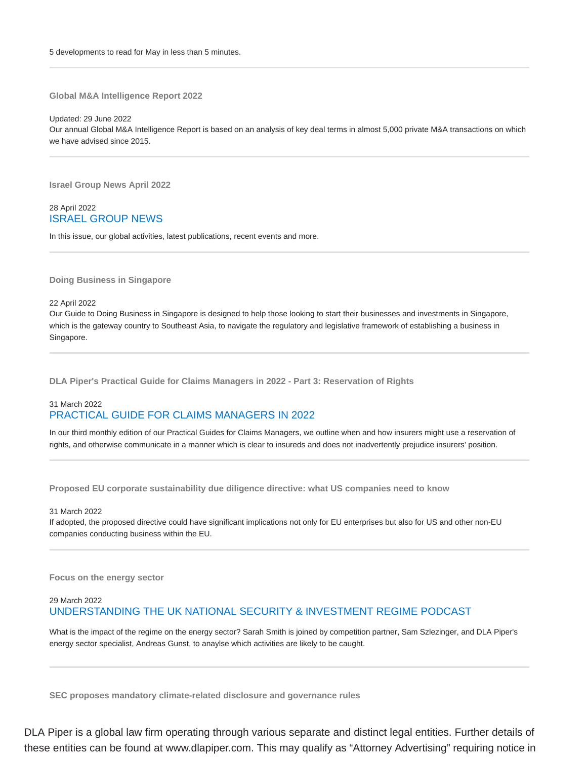5 developments to read for May in less than 5 minutes.

---

### Global M&A Intelligence Report 2022

Updated: 29 June 2022

Our annual Global M&A Intelligence Report is based on an analysis of key deal terms in almost 5,000 private M&A transactions on which we have advised since 2015.

---

### Israel Group News April 2022

28 April 2022

ISRAEL GROUP NEWS

In this issue, our global activities, latest publications, recent events and more.

---

### Doing Business in Singapore

22 April 2022

Our Guide to Doing Business in Singapore is designed to help those looking to start their businesses and investments in Singapore, which is the gateway country to Southeast Asia, to navigate the regulatory and legislative framework of establishing a business in Singapore.

---

### DLA Piper's Practical Guide for Claims Managers in 2022 - Part 3: Reservation of Rights

31 March 2022

PRACTICAL GUIDE FOR CLAIMS MANAGERS IN 2022

In our third monthly edition of our Practical Guides for Claims Managers, we outline when and how insurers might use a reservation of rights, and otherwise communicate in a manner which is clear to insureds and does not inadvertently prejudice insurers' position.

---

### Proposed EU corporate sustainability due diligence directive: what US companies need to know

31 March 2022

If adopted, the proposed directive could have significant implications not only for EU enterprises but also for US and other non-EU companies conducting business within the EU.

---

### Focus on the energy sector

29 March 2022

UNDERSTANDING THE UK NATIONAL SECURITY & INVESTMENT REGIME PODCAST

What is the impact of the regime on the energy sector? Sarah Smith is joined by competition partner, Sam Szlezinger, and DLA Piper's energy sector specialist, Andreas Gunst, to anaylse which activities are likely to be caught.

---

### SEC proposes mandatory climate-related disclosure and governance rules

DLA Piper is a global law firm operating through various separate and distinct legal entities. Further details of these entities can be found at www.dlapiper.com. This may qualify as "Attorney Advertising" requiring notice in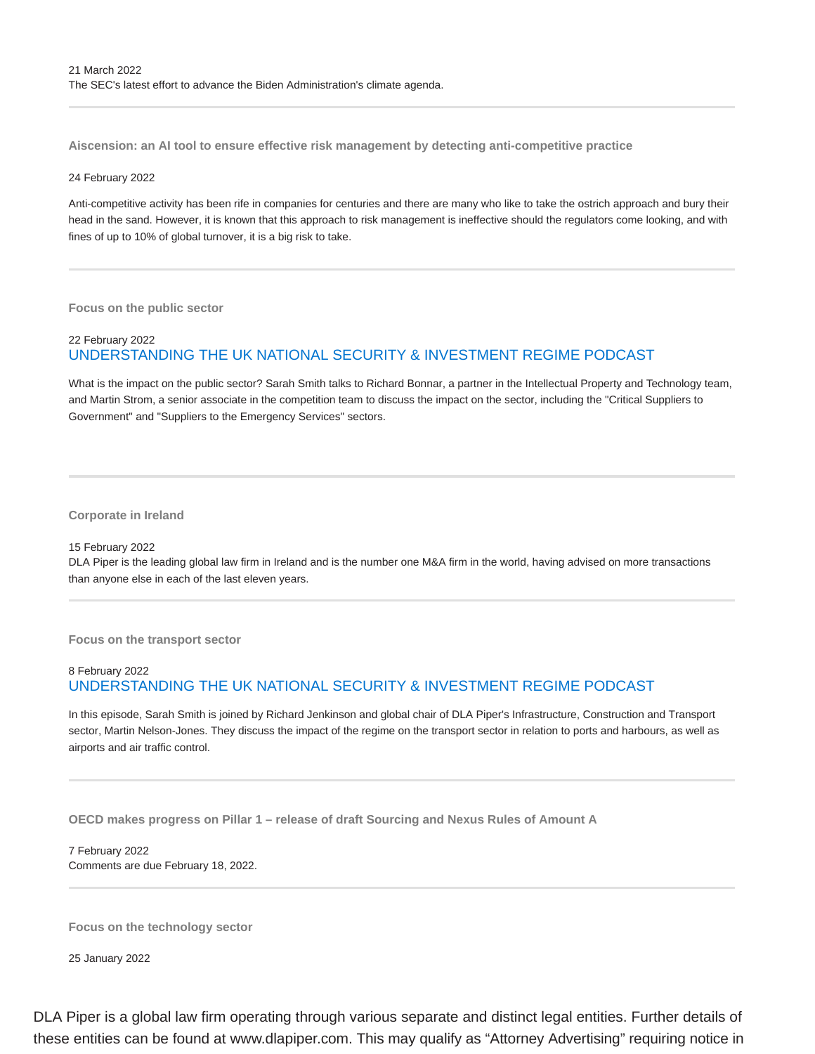21 March 2022
The SEC's latest effort to advance the Biden Administration's climate agenda.

---

**Aiscension: an AI tool to ensure effective risk management by detecting anti-competitive practice**

24 February 2022

Anti-competitive activity has been rife in companies for centuries and there are many who like to take the ostrich approach and bury their head in the sand. However, it is known that this approach to risk management is ineffective should the regulators come looking, and with fines of up to 10% of global turnover, it is a big risk to take.

---

**Focus on the public sector**

22 February 2022
UNDERSTANDING THE UK NATIONAL SECURITY & INVESTMENT REGIME PODCAST

What is the impact on the public sector? Sarah Smith talks to Richard Bonnar, a partner in the Intellectual Property and Technology team, and Martin Strom, a senior associate in the competition team to discuss the impact on the sector, including the "Critical Suppliers to Government" and "Suppliers to the Emergency Services" sectors.

---

**Corporate in Ireland**

15 February 2022
DLA Piper is the leading global law firm in Ireland and is the number one M&A firm in the world, having advised on more transactions than anyone else in each of the last eleven years.

---

**Focus on the transport sector**

8 February 2022
UNDERSTANDING THE UK NATIONAL SECURITY & INVESTMENT REGIME PODCAST

In this episode, Sarah Smith is joined by Richard Jenkinson and global chair of DLA Piper's Infrastructure, Construction and Transport sector, Martin Nelson-Jones. They discuss the impact of the regime on the transport sector in relation to ports and harbours, as well as airports and air traffic control.

---

**OECD makes progress on Pillar 1 – release of draft Sourcing and Nexus Rules of Amount A**

7 February 2022
Comments are due February 18, 2022.

---

**Focus on the technology sector**

25 January 2022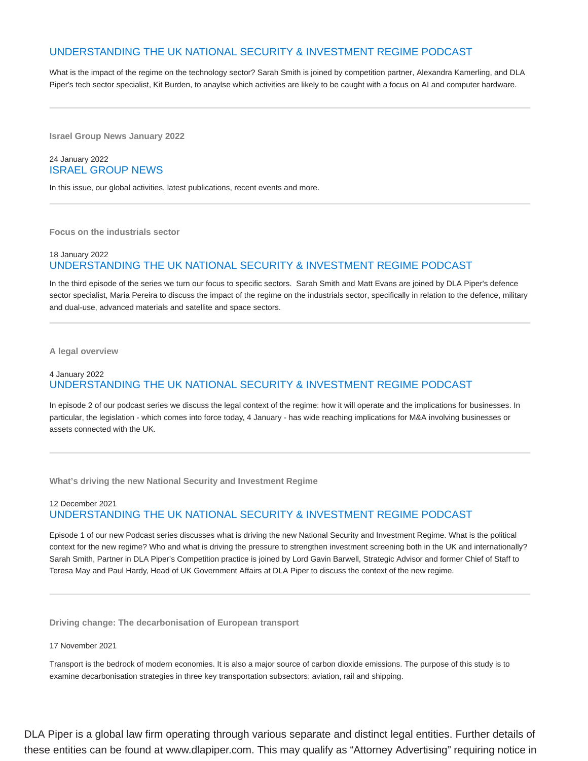## UNDERSTANDING THE UK NATIONAL SECURITY & INVESTMENT REGIME PODCAST

What is the impact of the regime on the technology sector? Sarah Smith is joined by competition partner, Alexandra Kamerling, and DLA Piper's tech sector specialist, Kit Burden, to anaylse which activities are likely to be caught with a focus on AI and computer hardware.

---

**Israel Group News January 2022**

24 January 2022

## ISRAEL GROUP NEWS

In this issue, our global activities, latest publications, recent events and more.

---

**Focus on the industrials sector**

18 January 2022

## UNDERSTANDING THE UK NATIONAL SECURITY & INVESTMENT REGIME PODCAST

In the third episode of the series we turn our focus to specific sectors. Sarah Smith and Matt Evans are joined by DLA Piper's defence sector specialist, Maria Pereira to discuss the impact of the regime on the industrials sector, specifically in relation to the defence, military and dual-use, advanced materials and satellite and space sectors.

---

**A legal overview**

4 January 2022

## UNDERSTANDING THE UK NATIONAL SECURITY & INVESTMENT REGIME PODCAST

In episode 2 of our podcast series we discuss the legal context of the regime: how it will operate and the implications for businesses. In particular, the legislation - which comes into force today, 4 January - has wide reaching implications for M&A involving businesses or assets connected with the UK.

---

**What's driving the new National Security and Investment Regime**

12 December 2021

## UNDERSTANDING THE UK NATIONAL SECURITY & INVESTMENT REGIME PODCAST

Episode 1 of our new Podcast series discusses what is driving the new National Security and Investment Regime. What is the political context for the new regime? Who and what is driving the pressure to strengthen investment screening both in the UK and internationally? Sarah Smith, Partner in DLA Piper's Competition practice is joined by Lord Gavin Barwell, Strategic Advisor and former Chief of Staff to Teresa May and Paul Hardy, Head of UK Government Affairs at DLA Piper to discuss the context of the new regime.

---

**Driving change: The decarbonisation of European transport**

17 November 2021

Transport is the bedrock of modern economies. It is also a major source of carbon dioxide emissions. The purpose of this study is to examine decarbonisation strategies in three key transportation subsectors: aviation, rail and shipping.

DLA Piper is a global law firm operating through various separate and distinct legal entities. Further details of these entities can be found at www.dlapiper.com. This may qualify as "Attorney Advertising" requiring notice in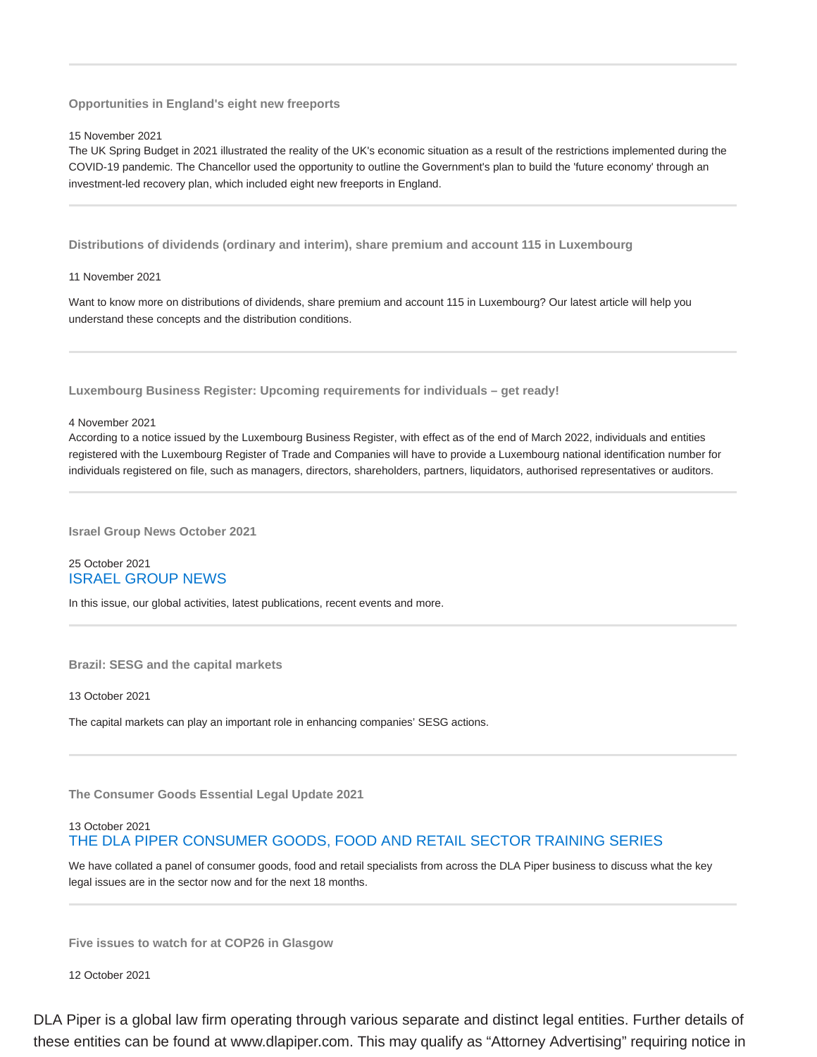### Opportunities in England's eight new freeports

15 November 2021
The UK Spring Budget in 2021 illustrated the reality of the UK's economic situation as a result of the restrictions implemented during the COVID-19 pandemic. The Chancellor used the opportunity to outline the Government's plan to build the 'future economy' through an investment-led recovery plan, which included eight new freeports in England.

---

### Distributions of dividends (ordinary and interim), share premium and account 115 in Luxembourg

11 November 2021

Want to know more on distributions of dividends, share premium and account 115 in Luxembourg? Our latest article will help you understand these concepts and the distribution conditions.

---

### Luxembourg Business Register: Upcoming requirements for individuals – get ready!

4 November 2021
According to a notice issued by the Luxembourg Business Register, with effect as of the end of March 2022, individuals and entities registered with the Luxembourg Register of Trade and Companies will have to provide a Luxembourg national identification number for individuals registered on file, such as managers, directors, shareholders, partners, liquidators, authorised representatives or auditors.

---

### Israel Group News October 2021

25 October 2021
ISRAEL GROUP NEWS

In this issue, our global activities, latest publications, recent events and more.

---

### Brazil: SESG and the capital markets

13 October 2021

The capital markets can play an important role in enhancing companies' SESG actions.

---

### The Consumer Goods Essential Legal Update 2021

13 October 2021
THE DLA PIPER CONSUMER GOODS, FOOD AND RETAIL SECTOR TRAINING SERIES

We have collated a panel of consumer goods, food and retail specialists from across the DLA Piper business to discuss what the key legal issues are in the sector now and for the next 18 months.

---

### Five issues to watch for at COP26 in Glasgow

12 October 2021

DLA Piper is a global law firm operating through various separate and distinct legal entities. Further details of these entities can be found at www.dlapiper.com. This may qualify as "Attorney Advertising" requiring notice in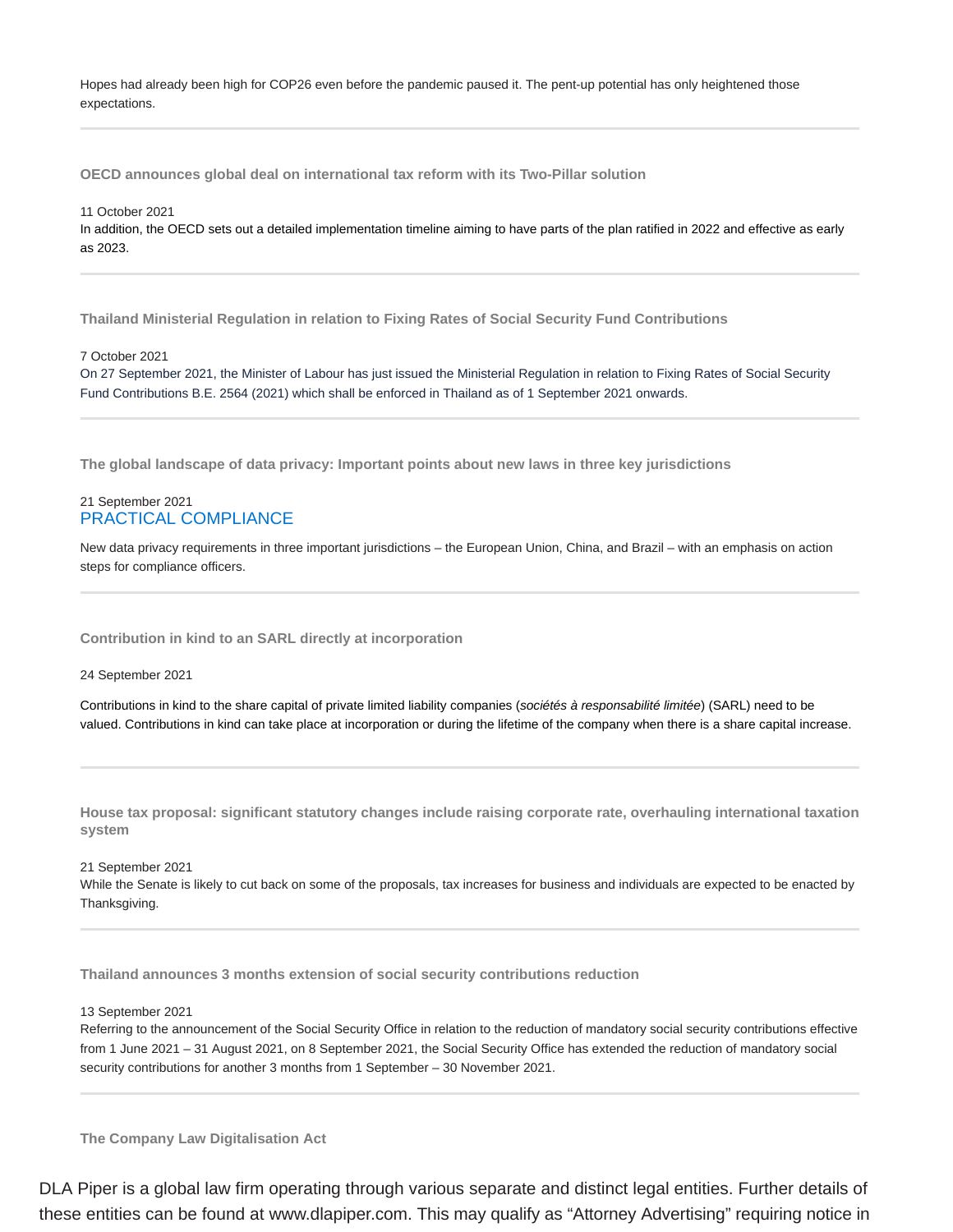Hopes had already been high for COP26 even before the pandemic paused it. The pent-up potential has only heightened those expectations.

---

### OECD announces global deal on international tax reform with its Two-Pillar solution

11 October 2021

In addition, the OECD sets out a detailed implementation timeline aiming to have parts of the plan ratified in 2022 and effective as early as 2023.

---

### Thailand Ministerial Regulation in relation to Fixing Rates of Social Security Fund Contributions

7 October 2021

On 27 September 2021, the Minister of Labour has just issued the Ministerial Regulation in relation to Fixing Rates of Social Security Fund Contributions B.E. 2564 (2021) which shall be enforced in Thailand as of 1 September 2021 onwards.

---

### The global landscape of data privacy: Important points about new laws in three key jurisdictions

21 September 2021

PRACTICAL COMPLIANCE

New data privacy requirements in three important jurisdictions – the European Union, China, and Brazil – with an emphasis on action steps for compliance officers.

---

### Contribution in kind to an SARL directly at incorporation

24 September 2021

Contributions in kind to the share capital of private limited liability companies (*sociétés à responsabilité limitée*) (SARL) need to be valued. Contributions in kind can take place at incorporation or during the lifetime of the company when there is a share capital increase.

---

### House tax proposal: significant statutory changes include raising corporate rate, overhauling international taxation system

21 September 2021

While the Senate is likely to cut back on some of the proposals, tax increases for business and individuals are expected to be enacted by Thanksgiving.

---

### Thailand announces 3 months extension of social security contributions reduction

13 September 2021

Referring to the announcement of the Social Security Office in relation to the reduction of mandatory social security contributions effective from 1 June 2021 – 31 August 2021, on 8 September 2021, the Social Security Office has extended the reduction of mandatory social security contributions for another 3 months from 1 September – 30 November 2021.

---

### The Company Law Digitalisation Act

DLA Piper is a global law firm operating through various separate and distinct legal entities. Further details of these entities can be found at www.dlapiper.com. This may qualify as "Attorney Advertising" requiring notice in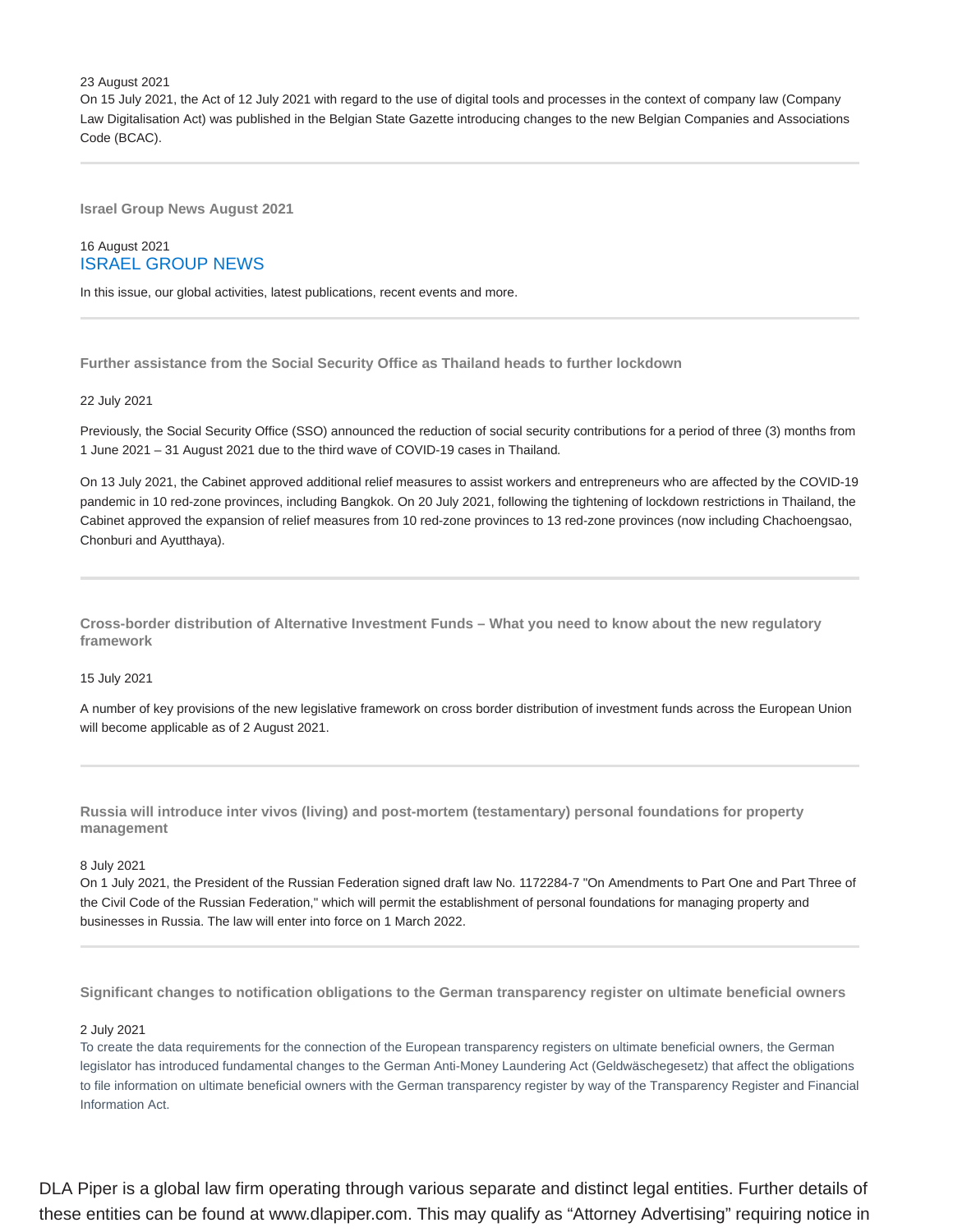23 August 2021

On 15 July 2021, the Act of 12 July 2021 with regard to the use of digital tools and processes in the context of company law (Company Law Digitalisation Act) was published in the Belgian State Gazette introducing changes to the new Belgian Companies and Associations Code (BCAC).

---

### Israel Group News August 2021

16 August 2021

ISRAEL GROUP NEWS

In this issue, our global activities, latest publications, recent events and more.

---

### Further assistance from the Social Security Office as Thailand heads to further lockdown

22 July 2021

Previously, the Social Security Office (SSO) announced the reduction of social security contributions for a period of three (3) months from 1 June 2021 – 31 August 2021 due to the third wave of COVID-19 cases in Thailand.

On 13 July 2021, the Cabinet approved additional relief measures to assist workers and entrepreneurs who are affected by the COVID-19 pandemic in 10 red-zone provinces, including Bangkok. On 20 July 2021, following the tightening of lockdown restrictions in Thailand, the Cabinet approved the expansion of relief measures from 10 red-zone provinces to 13 red-zone provinces (now including Chachoengsao, Chonburi and Ayutthaya).

---

### Cross-border distribution of Alternative Investment Funds – What you need to know about the new regulatory framework

15 July 2021

A number of key provisions of the new legislative framework on cross border distribution of investment funds across the European Union will become applicable as of 2 August 2021.

---

### Russia will introduce inter vivos (living) and post-mortem (testamentary) personal foundations for property management

8 July 2021

On 1 July 2021, the President of the Russian Federation signed draft law No. 1172284-7 "On Amendments to Part One and Part Three of the Civil Code of the Russian Federation," which will permit the establishment of personal foundations for managing property and businesses in Russia. The law will enter into force on 1 March 2022.

---

### Significant changes to notification obligations to the German transparency register on ultimate beneficial owners

2 July 2021

To create the data requirements for the connection of the European transparency registers on ultimate beneficial owners, the German legislator has introduced fundamental changes to the German Anti-Money Laundering Act (Geldwäschegesetz) that affect the obligations to file information on ultimate beneficial owners with the German transparency register by way of the Transparency Register and Financial Information Act.

DLA Piper is a global law firm operating through various separate and distinct legal entities. Further details of these entities can be found at www.dlapiper.com. This may qualify as “Attorney Advertising” requiring notice in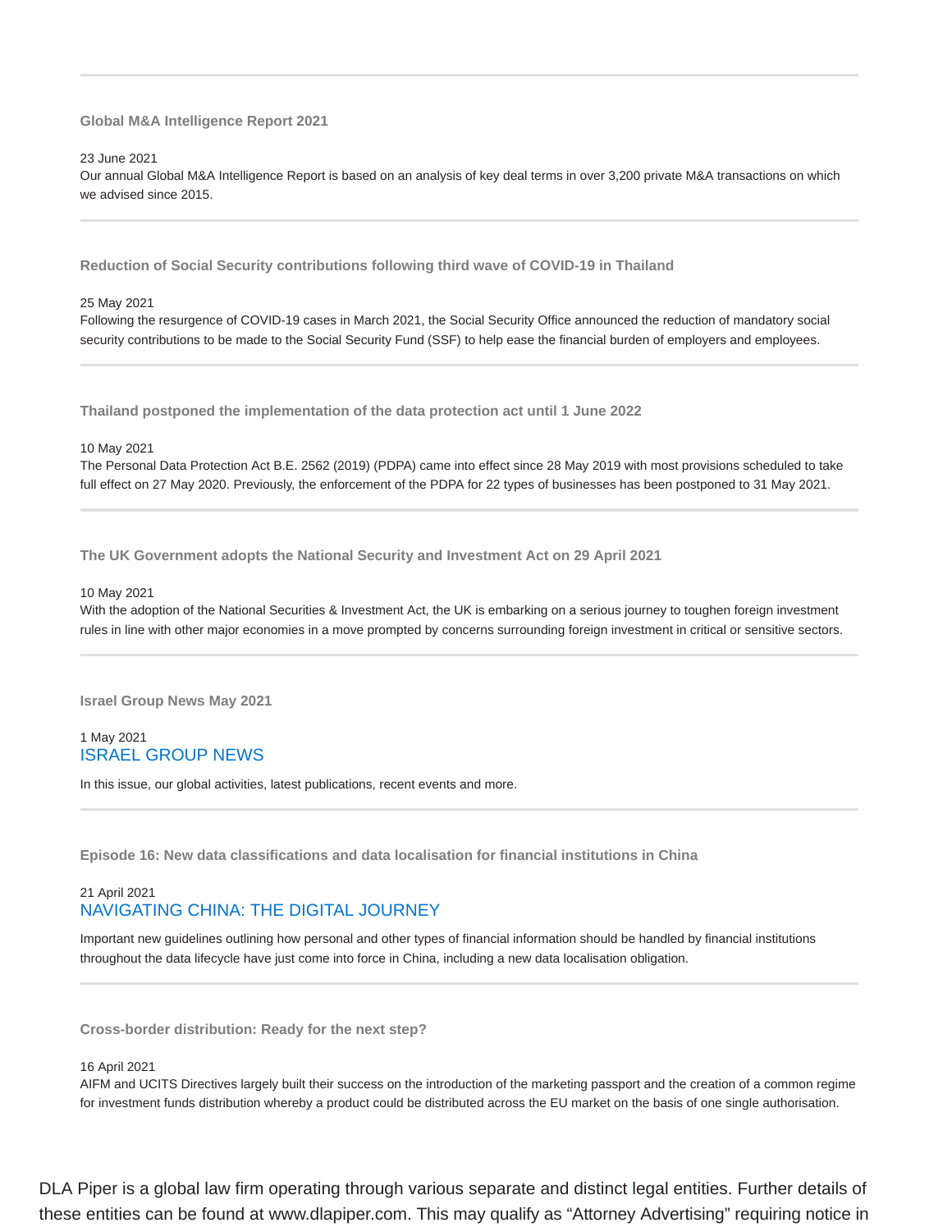### Global M&A Intelligence Report 2021

23 June 2021

Our annual Global M&A Intelligence Report is based on an analysis of key deal terms in over 3,200 private M&A transactions on which we advised since 2015.

### Reduction of Social Security contributions following third wave of COVID-19 in Thailand

25 May 2021

Following the resurgence of COVID-19 cases in March 2021, the Social Security Office announced the reduction of mandatory social security contributions to be made to the Social Security Fund (SSF) to help ease the financial burden of employers and employees.

### Thailand postponed the implementation of the data protection act until 1 June 2022

10 May 2021

The Personal Data Protection Act B.E. 2562 (2019) (PDPA) came into effect since 28 May 2019 with most provisions scheduled to take full effect on 27 May 2020. Previously, the enforcement of the PDPA for 22 types of businesses has been postponed to 31 May 2021.

### The UK Government adopts the National Security and Investment Act on 29 April 2021

10 May 2021

With the adoption of the National Securities & Investment Act, the UK is embarking on a serious journey to toughen foreign investment rules in line with other major economies in a move prompted by concerns surrounding foreign investment in critical or sensitive sectors.

### Israel Group News May 2021

1 May 2021

ISRAEL GROUP NEWS

In this issue, our global activities, latest publications, recent events and more.

### Episode 16: New data classifications and data localisation for financial institutions in China

21 April 2021

NAVIGATING CHINA: THE DIGITAL JOURNEY

Important new guidelines outlining how personal and other types of financial information should be handled by financial institutions throughout the data lifecycle have just come into force in China, including a new data localisation obligation.

### Cross-border distribution: Ready for the next step?

16 April 2021

AIFM and UCITS Directives largely built their success on the introduction of the marketing passport and the creation of a common regime for investment funds distribution whereby a product could be distributed across the EU market on the basis of one single authorisation.

DLA Piper is a global law firm operating through various separate and distinct legal entities. Further details of these entities can be found at www.dlapiper.com. This may qualify as “Attorney Advertising” requiring notice in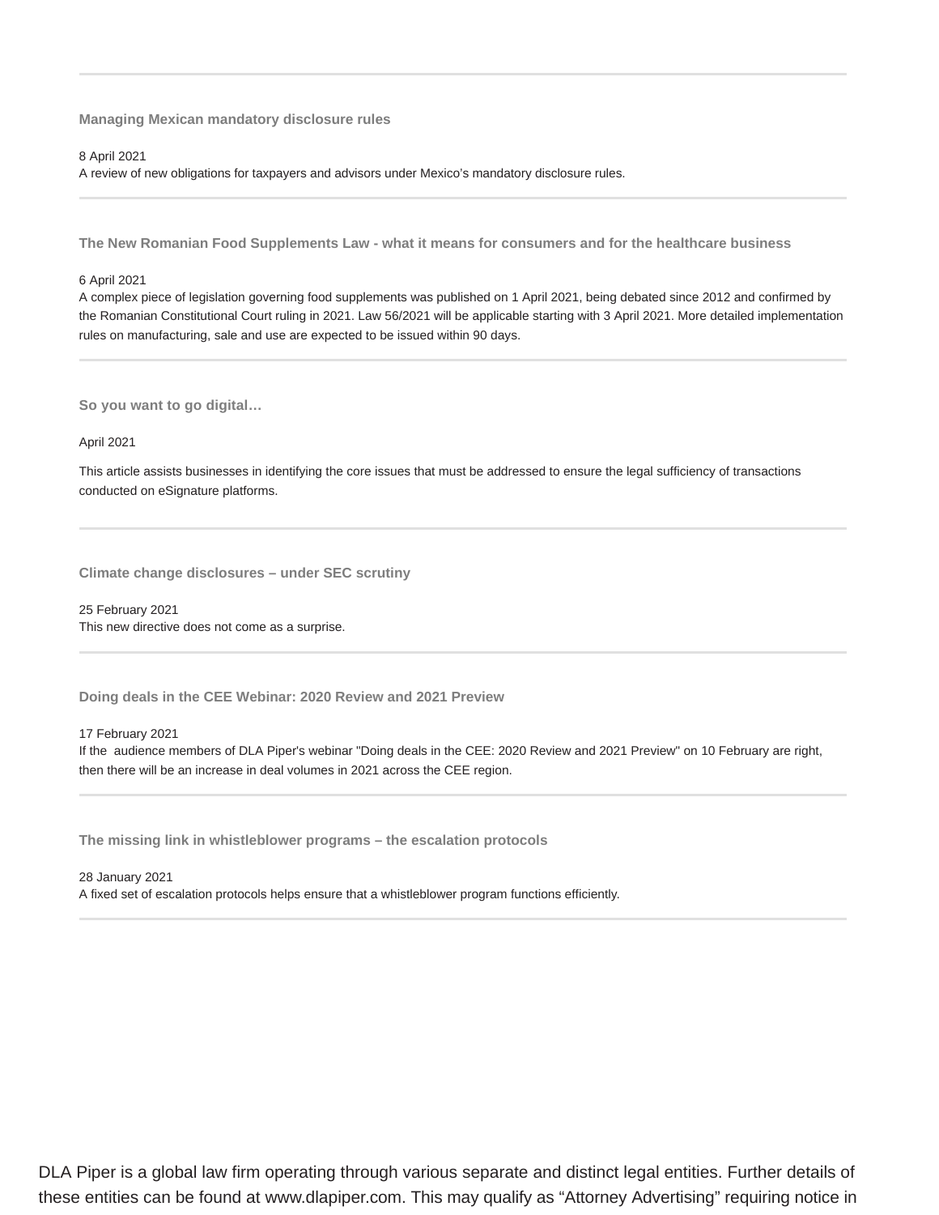### Managing Mexican mandatory disclosure rules

8 April 2021
A review of new obligations for taxpayers and advisors under Mexico's mandatory disclosure rules.

### The New Romanian Food Supplements Law - what it means for consumers and for the healthcare business

6 April 2021
A complex piece of legislation governing food supplements was published on 1 April 2021, being debated since 2012 and confirmed by the Romanian Constitutional Court ruling in 2021. Law 56/2021 will be applicable starting with 3 April 2021. More detailed implementation rules on manufacturing, sale and use are expected to be issued within 90 days.

### So you want to go digital…

April 2021

This article assists businesses in identifying the core issues that must be addressed to ensure the legal sufficiency of transactions conducted on eSignature platforms.

### Climate change disclosures – under SEC scrutiny

25 February 2021
This new directive does not come as a surprise.

### Doing deals in the CEE Webinar: 2020 Review and 2021 Preview

17 February 2021
If the audience members of DLA Piper's webinar "Doing deals in the CEE: 2020 Review and 2021 Preview" on 10 February are right, then there will be an increase in deal volumes in 2021 across the CEE region.

### The missing link in whistleblower programs – the escalation protocols

28 January 2021
A fixed set of escalation protocols helps ensure that a whistleblower program functions efficiently.

DLA Piper is a global law firm operating through various separate and distinct legal entities. Further details of these entities can be found at www.dlapiper.com. This may qualify as "Attorney Advertising" requiring notice in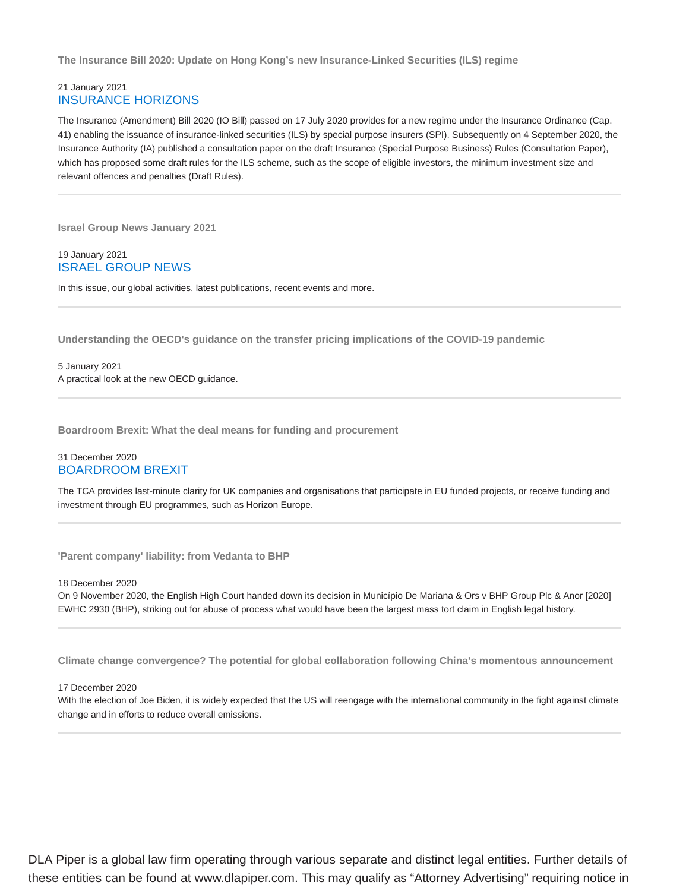### The Insurance Bill 2020: Update on Hong Kong's new Insurance-Linked Securities (ILS) regime

21 January 2021
INSURANCE HORIZONS

The Insurance (Amendment) Bill 2020 (IO Bill) passed on 17 July 2020 provides for a new regime under the Insurance Ordinance (Cap. 41) enabling the issuance of insurance-linked securities (ILS) by special purpose insurers (SPI). Subsequently on 4 September 2020, the Insurance Authority (IA) published a consultation paper on the draft Insurance (Special Purpose Business) Rules (Consultation Paper), which has proposed some draft rules for the ILS scheme, such as the scope of eligible investors, the minimum investment size and relevant offences and penalties (Draft Rules).

---

### Israel Group News January 2021

19 January 2021
ISRAEL GROUP NEWS

In this issue, our global activities, latest publications, recent events and more.

---

### Understanding the OECD's guidance on the transfer pricing implications of the COVID-19 pandemic

5 January 2021
A practical look at the new OECD guidance.

---

### Boardroom Brexit: What the deal means for funding and procurement

31 December 2020
BOARDROOM BREXIT

The TCA provides last-minute clarity for UK companies and organisations that participate in EU funded projects, or receive funding and investment through EU programmes, such as Horizon Europe.

---

### 'Parent company' liability: from Vedanta to BHP

18 December 2020
On 9 November 2020, the English High Court handed down its decision in Município De Mariana & Ors v BHP Group Plc & Anor [2020] EWHC 2930 (BHP), striking out for abuse of process what would have been the largest mass tort claim in English legal history.

---

### Climate change convergence? The potential for global collaboration following China's momentous announcement

17 December 2020
With the election of Joe Biden, it is widely expected that the US will reengage with the international community in the fight against climate change and in efforts to reduce overall emissions.

---

DLA Piper is a global law firm operating through various separate and distinct legal entities. Further details of these entities can be found at www.dlapiper.com. This may qualify as "Attorney Advertising" requiring notice in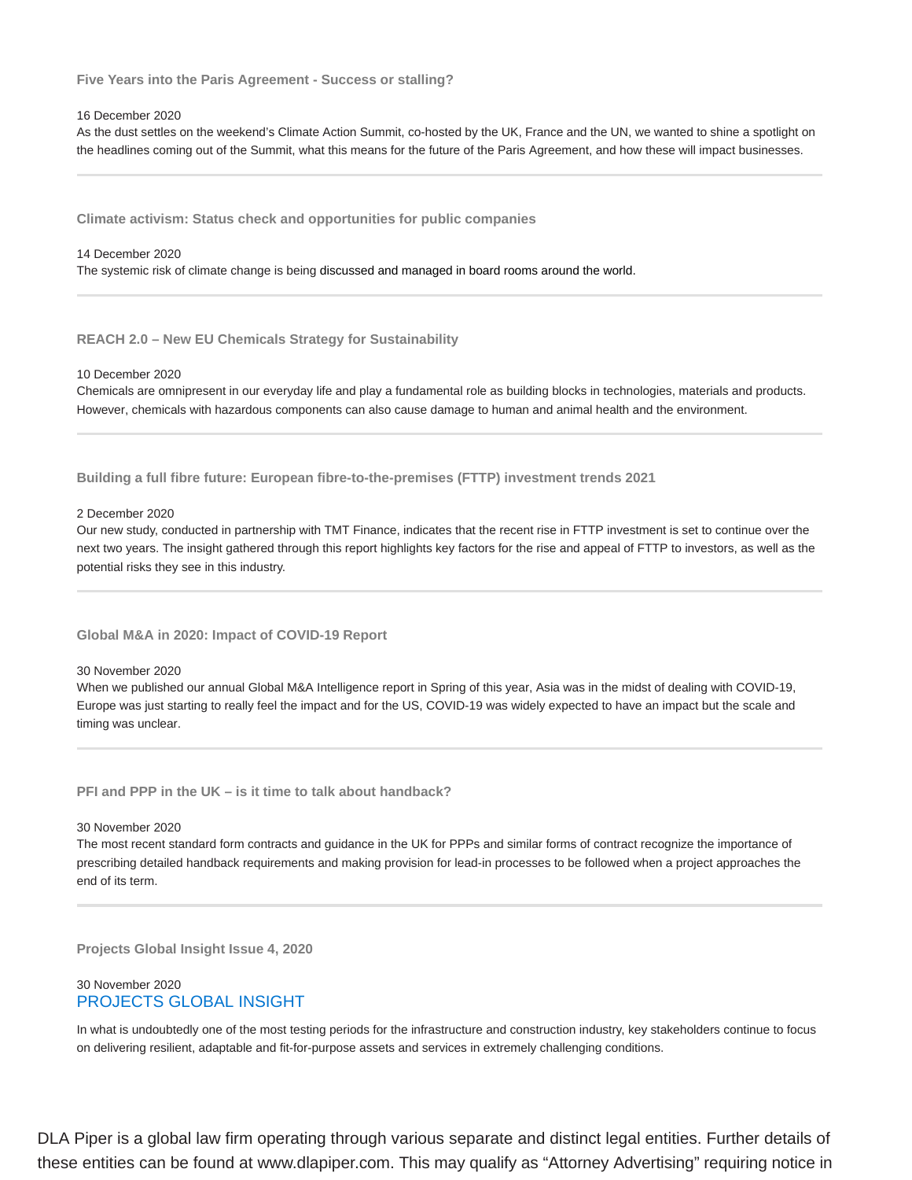### Five Years into the Paris Agreement - Success or stalling?

16 December 2020

As the dust settles on the weekend's Climate Action Summit, co-hosted by the UK, France and the UN, we wanted to shine a spotlight on the headlines coming out of the Summit, what this means for the future of the Paris Agreement, and how these will impact businesses.

---

### Climate activism: Status check and opportunities for public companies

14 December 2020

The systemic risk of climate change is being discussed and managed in board rooms around the world.

---

### REACH 2.0 – New EU Chemicals Strategy for Sustainability

10 December 2020

Chemicals are omnipresent in our everyday life and play a fundamental role as building blocks in technologies, materials and products. However, chemicals with hazardous components can also cause damage to human and animal health and the environment.

---

### Building a full fibre future: European fibre-to-the-premises (FTTP) investment trends 2021

2 December 2020

Our new study, conducted in partnership with TMT Finance, indicates that the recent rise in FTTP investment is set to continue over the next two years. The insight gathered through this report highlights key factors for the rise and appeal of FTTP to investors, as well as the potential risks they see in this industry.

---

### Global M&A in 2020: Impact of COVID-19 Report

30 November 2020

When we published our annual Global M&A Intelligence report in Spring of this year, Asia was in the midst of dealing with COVID-19, Europe was just starting to really feel the impact and for the US, COVID-19 was widely expected to have an impact but the scale and timing was unclear.

---

### PFI and PPP in the UK – is it time to talk about handback?

30 November 2020

The most recent standard form contracts and guidance in the UK for PPPs and similar forms of contract recognize the importance of prescribing detailed handback requirements and making provision for lead-in processes to be followed when a project approaches the end of its term.

---

### Projects Global Insight Issue 4, 2020

30 November 2020

PROJECTS GLOBAL INSIGHT

In what is undoubtedly one of the most testing periods for the infrastructure and construction industry, key stakeholders continue to focus on delivering resilient, adaptable and fit-for-purpose assets and services in extremely challenging conditions.

DLA Piper is a global law firm operating through various separate and distinct legal entities. Further details of these entities can be found at www.dlapiper.com. This may qualify as "Attorney Advertising" requiring notice in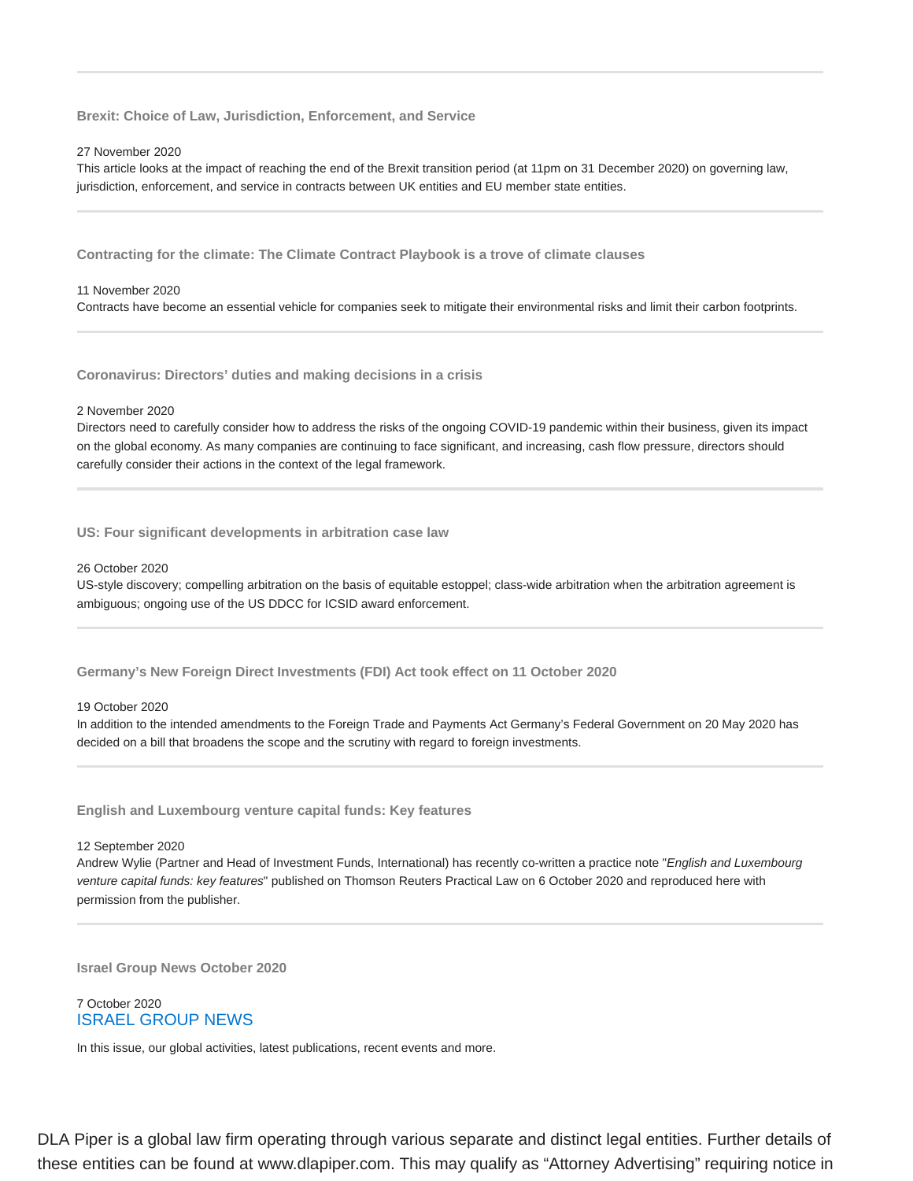---

**Brexit: Choice of Law, Jurisdiction, Enforcement, and Service**

27 November 2020

This article looks at the impact of reaching the end of the Brexit transition period (at 11pm on 31 December 2020) on governing law, jurisdiction, enforcement, and service in contracts between UK entities and EU member state entities.

---

**Contracting for the climate: The Climate Contract Playbook is a trove of climate clauses**

11 November 2020

Contracts have become an essential vehicle for companies seek to mitigate their environmental risks and limit their carbon footprints.

---

**Coronavirus: Directors' duties and making decisions in a crisis**

2 November 2020

Directors need to carefully consider how to address the risks of the ongoing COVID-19 pandemic within their business, given its impact on the global economy. As many companies are continuing to face significant, and increasing, cash flow pressure, directors should carefully consider their actions in the context of the legal framework.

---

**US: Four significant developments in arbitration case law**

26 October 2020

US-style discovery; compelling arbitration on the basis of equitable estoppel; class-wide arbitration when the arbitration agreement is ambiguous; ongoing use of the US DDCC for ICSID award enforcement.

---

**Germany's New Foreign Direct Investments (FDI) Act took effect on 11 October 2020**

19 October 2020

In addition to the intended amendments to the Foreign Trade and Payments Act Germany's Federal Government on 20 May 2020 has decided on a bill that broadens the scope and the scrutiny with regard to foreign investments.

---

**English and Luxembourg venture capital funds: Key features**

12 September 2020

Andrew Wylie (Partner and Head of Investment Funds, International) has recently co-written a practice note "*English and Luxembourg venture capital funds: key features*" published on Thomson Reuters Practical Law on 6 October 2020 and reproduced here with permission from the publisher.

---

**Israel Group News October 2020**

7 October 2020

ISRAEL GROUP NEWS

In this issue, our global activities, latest publications, recent events and more.

DLA Piper is a global law firm operating through various separate and distinct legal entities. Further details of these entities can be found at www.dlapiper.com. This may qualify as "Attorney Advertising" requiring notice in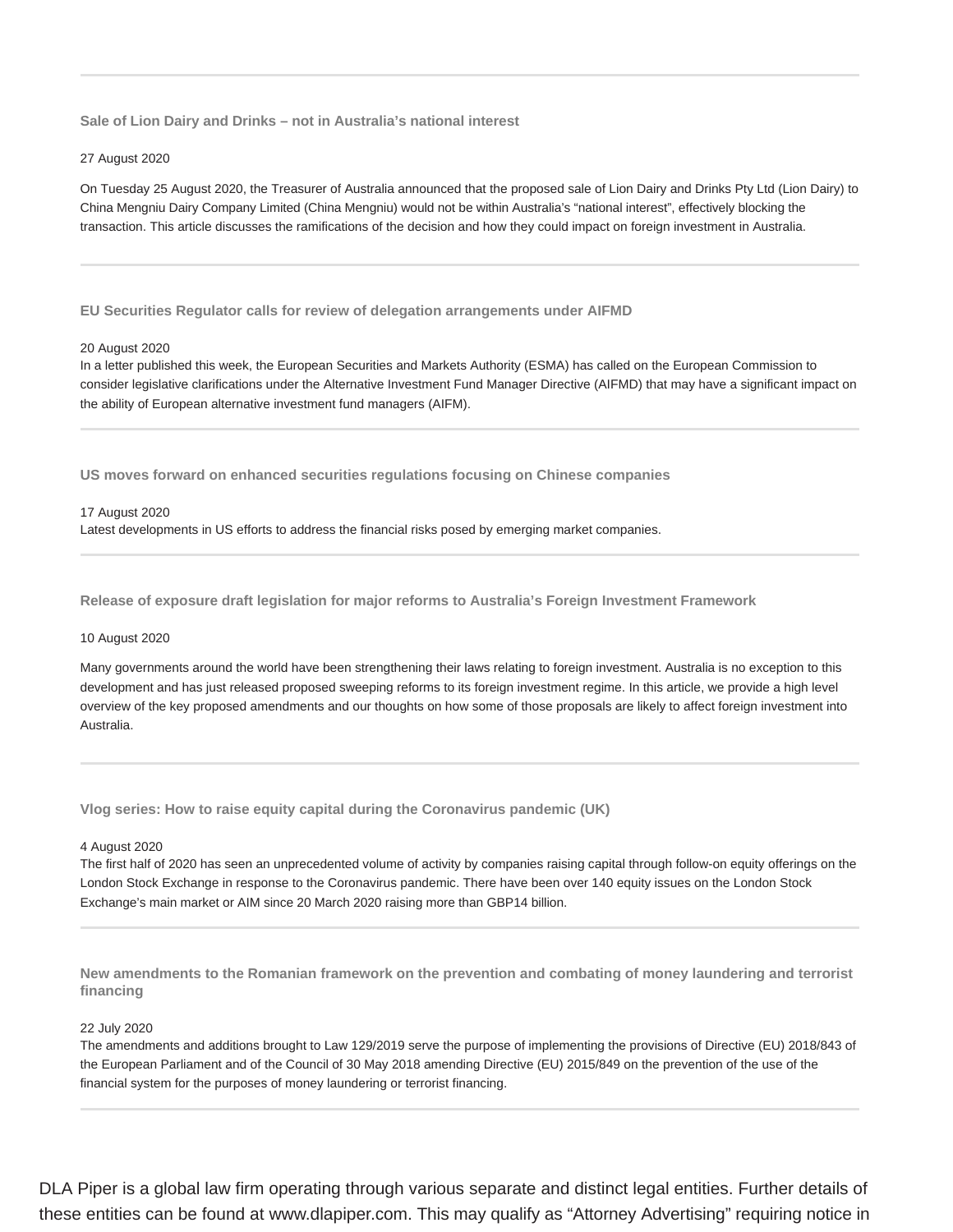### Sale of Lion Dairy and Drinks – not in Australia's national interest

27 August 2020

On Tuesday 25 August 2020, the Treasurer of Australia announced that the proposed sale of Lion Dairy and Drinks Pty Ltd (Lion Dairy) to China Mengniu Dairy Company Limited (China Mengniu) would not be within Australia's "national interest", effectively blocking the transaction. This article discusses the ramifications of the decision and how they could impact on foreign investment in Australia.

---

### EU Securities Regulator calls for review of delegation arrangements under AIFMD

20 August 2020

In a letter published this week, the European Securities and Markets Authority (ESMA) has called on the European Commission to consider legislative clarifications under the Alternative Investment Fund Manager Directive (AIFMD) that may have a significant impact on the ability of European alternative investment fund managers (AIFM).

---

### US moves forward on enhanced securities regulations focusing on Chinese companies

17 August 2020

Latest developments in US efforts to address the financial risks posed by emerging market companies.

---

### Release of exposure draft legislation for major reforms to Australia's Foreign Investment Framework

10 August 2020

Many governments around the world have been strengthening their laws relating to foreign investment. Australia is no exception to this development and has just released proposed sweeping reforms to its foreign investment regime. In this article, we provide a high level overview of the key proposed amendments and our thoughts on how some of those proposals are likely to affect foreign investment into Australia.

---

### Vlog series: How to raise equity capital during the Coronavirus pandemic (UK)

4 August 2020

The first half of 2020 has seen an unprecedented volume of activity by companies raising capital through follow-on equity offerings on the London Stock Exchange in response to the Coronavirus pandemic. There have been over 140 equity issues on the London Stock Exchange's main market or AIM since 20 March 2020 raising more than GBP14 billion.

---

### New amendments to the Romanian framework on the prevention and combating of money laundering and terrorist financing

22 July 2020

The amendments and additions brought to Law 129/2019 serve the purpose of implementing the provisions of Directive (EU) 2018/843 of the European Parliament and of the Council of 30 May 2018 amending Directive (EU) 2015/849 on the prevention of the use of the financial system for the purposes of money laundering or terrorist financing.

---

DLA Piper is a global law firm operating through various separate and distinct legal entities. Further details of these entities can be found at www.dlapiper.com. This may qualify as "Attorney Advertising" requiring notice in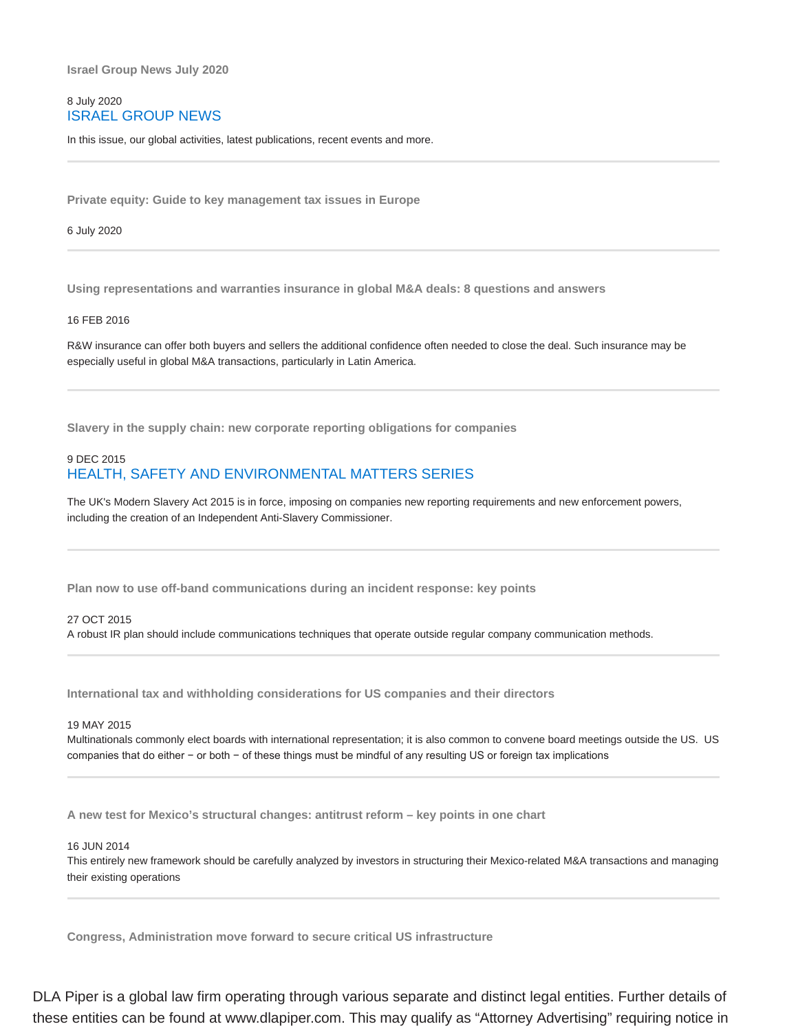**Israel Group News July 2020**

8 July 2020

ISRAEL GROUP NEWS

In this issue, our global activities, latest publications, recent events and more.

---

**Private equity: Guide to key management tax issues in Europe**

6 July 2020

---

**Using representations and warranties insurance in global M&A deals: 8 questions and answers**

16 FEB 2016

R&W insurance can offer both buyers and sellers the additional confidence often needed to close the deal. Such insurance may be especially useful in global M&A transactions, particularly in Latin America.

---

**Slavery in the supply chain: new corporate reporting obligations for companies**

9 DEC 2015

HEALTH, SAFETY AND ENVIRONMENTAL MATTERS SERIES

The UK's Modern Slavery Act 2015 is in force, imposing on companies new reporting requirements and new enforcement powers, including the creation of an Independent Anti-Slavery Commissioner.

---

**Plan now to use off-band communications during an incident response: key points**

27 OCT 2015

A robust IR plan should include communications techniques that operate outside regular company communication methods.

---

**International tax and withholding considerations for US companies and their directors**

19 MAY 2015

Multinationals commonly elect boards with international representation; it is also common to convene board meetings outside the US. US companies that do either − or both − of these things must be mindful of any resulting US or foreign tax implications

---

**A new test for Mexico's structural changes: antitrust reform – key points in one chart**

16 JUN 2014

This entirely new framework should be carefully analyzed by investors in structuring their Mexico-related M&A transactions and managing their existing operations

---

**Congress, Administration move forward to secure critical US infrastructure**

DLA Piper is a global law firm operating through various separate and distinct legal entities. Further details of these entities can be found at www.dlapiper.com. This may qualify as "Attorney Advertising" requiring notice in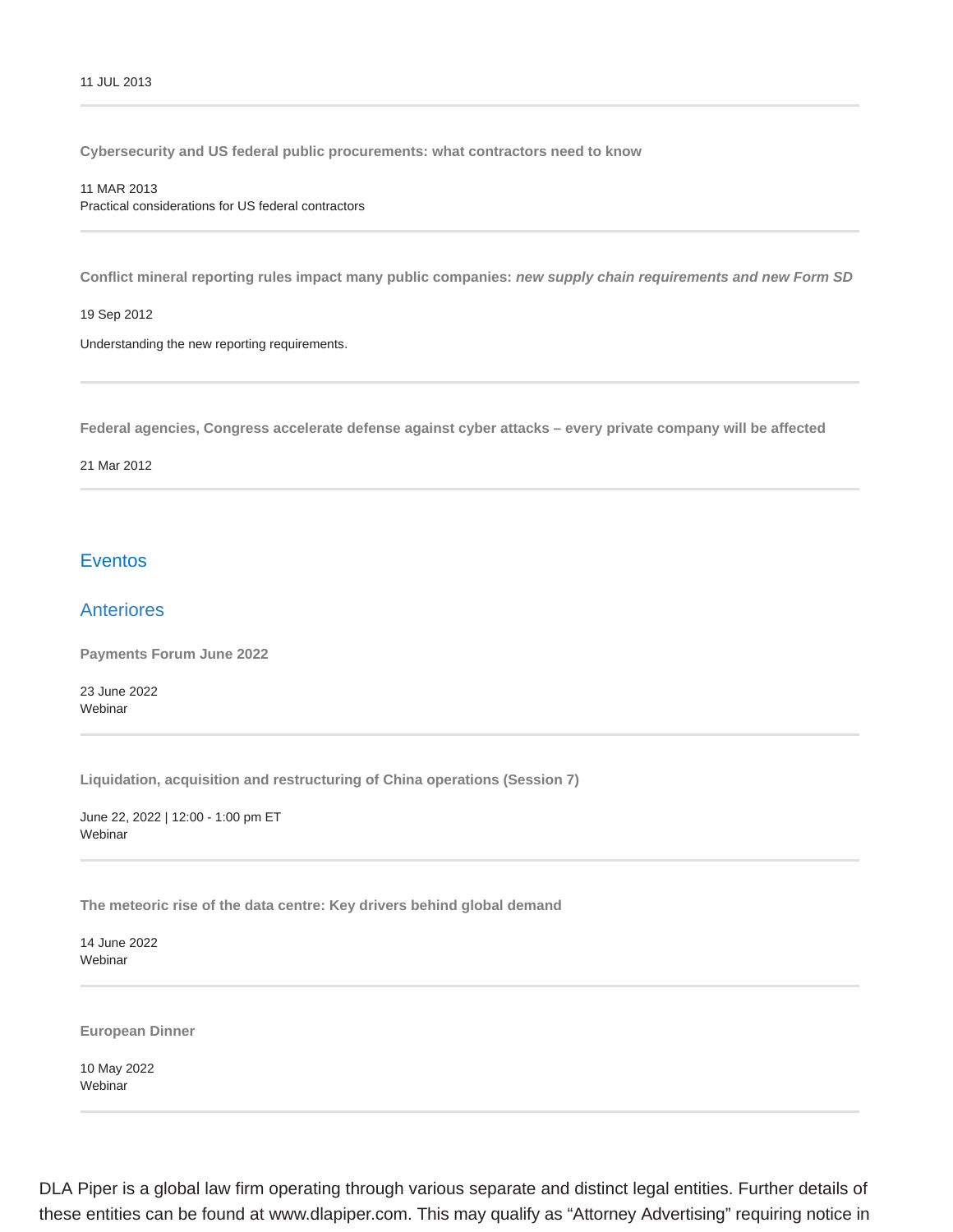11 JUL 2013

---

**Cybersecurity and US federal public procurements: what contractors need to know**

11 MAR 2013
Practical considerations for US federal contractors

---

**Conflict mineral reporting rules impact many public companies:** ***new supply chain requirements and new Form SD***

19 Sep 2012

Understanding the new reporting requirements.

---

**Federal agencies, Congress accelerate defense against cyber attacks – every private company will be affected**

21 Mar 2012

---

## Eventos

### Anteriores

**Payments Forum June 2022**

23 June 2022
Webinar

---

**Liquidation, acquisition and restructuring of China operations (Session 7)**

June 22, 2022 | 12:00 - 1:00 pm ET
Webinar

---

**The meteoric rise of the data centre: Key drivers behind global demand**

14 June 2022
Webinar

---

**European Dinner**

10 May 2022
Webinar

---

DLA Piper is a global law firm operating through various separate and distinct legal entities. Further details of these entities can be found at www.dlapiper.com. This may qualify as "Attorney Advertising" requiring notice in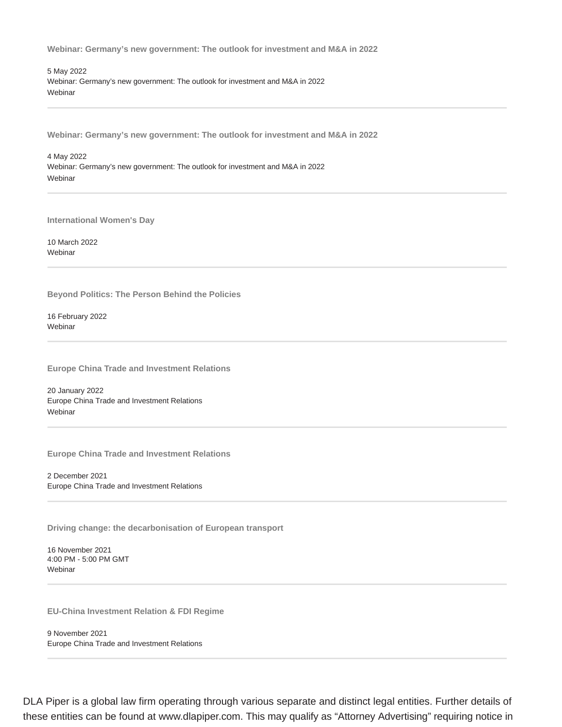**Webinar: Germany’s new government: The outlook for investment and M&A in 2022**

5 May 2022
Webinar: Germany’s new government: The outlook for investment and M&A in 2022
Webinar

---

**Webinar: Germany’s new government: The outlook for investment and M&A in 2022**

4 May 2022
Webinar: Germany’s new government: The outlook for investment and M&A in 2022
Webinar

---

**International Women's Day**

10 March 2022
Webinar

---

**Beyond Politics: The Person Behind the Policies**

16 February 2022
Webinar

---

**Europe China Trade and Investment Relations**

20 January 2022
Europe China Trade and Investment Relations
Webinar

---

**Europe China Trade and Investment Relations**

2 December 2021
Europe China Trade and Investment Relations

---

**Driving change: the decarbonisation of European transport**

16 November 2021
4:00 PM - 5:00 PM GMT
Webinar

---

**EU-China Investment Relation & FDI Regime**

9 November 2021
Europe China Trade and Investment Relations

---

DLA Piper is a global law firm operating through various separate and distinct legal entities. Further details of these entities can be found at www.dlapiper.com. This may qualify as “Attorney Advertising” requiring notice in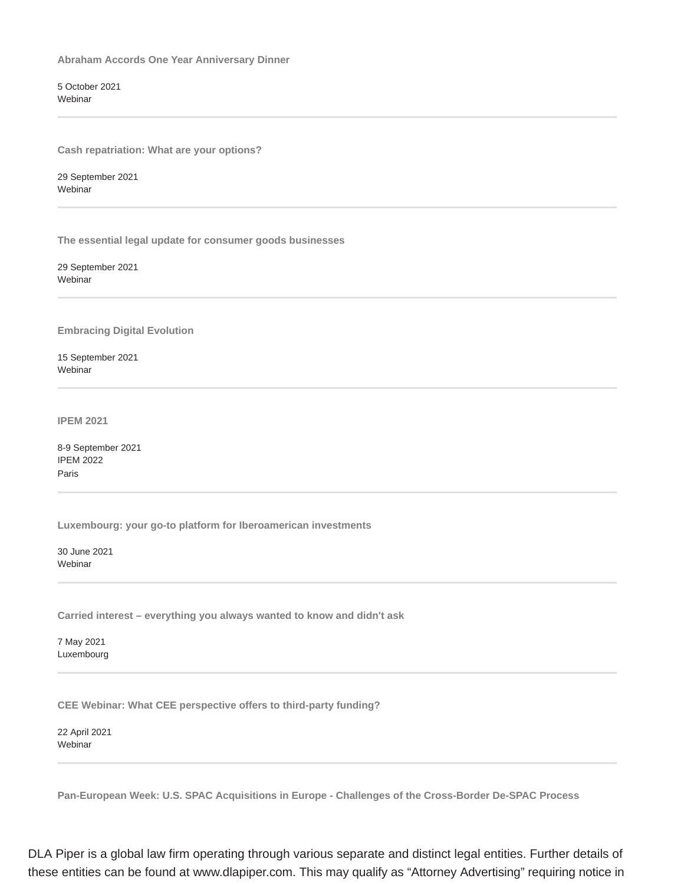**Abraham Accords One Year Anniversary Dinner**

5 October 2021
Webinar

---

**Cash repatriation: What are your options?**

29 September 2021
Webinar

---

**The essential legal update for consumer goods businesses**

29 September 2021
Webinar

---

**Embracing Digital Evolution**

15 September 2021
Webinar

---

**IPEM 2021**

8-9 September 2021
IPEM 2022
Paris

---

**Luxembourg: your go-to platform for Iberoamerican investments**

30 June 2021
Webinar

---

**Carried interest – everything you always wanted to know and didn't ask**

7 May 2021
Luxembourg

---

**CEE Webinar: What CEE perspective offers to third-party funding?**

22 April 2021
Webinar

---

**Pan-European Week: U.S. SPAC Acquisitions in Europe - Challenges of the Cross-Border De-SPAC Process**

DLA Piper is a global law firm operating through various separate and distinct legal entities. Further details of these entities can be found at www.dlapiper.com. This may qualify as “Attorney Advertising” requiring notice in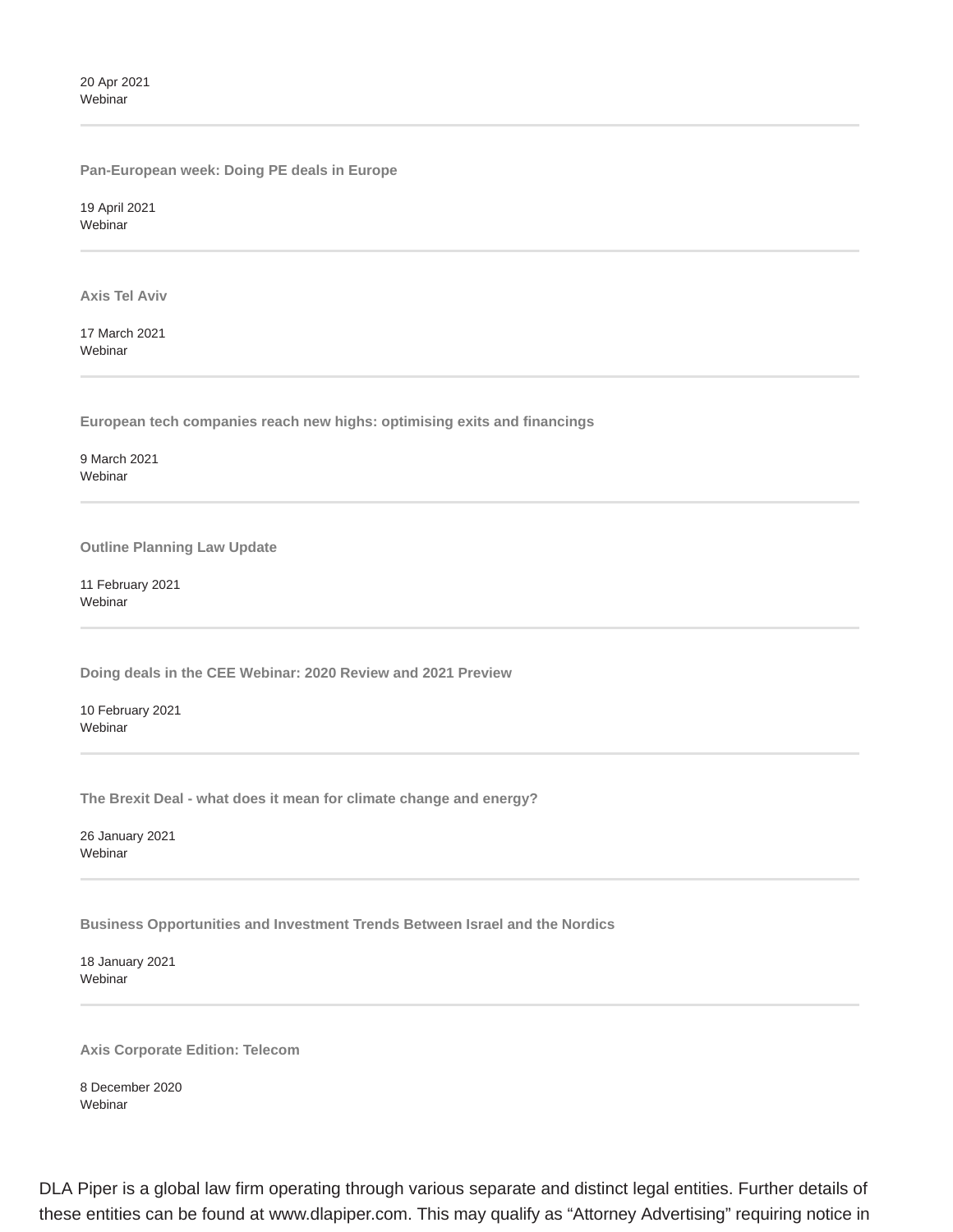20 Apr 2021
Webinar

---

**Pan-European week: Doing PE deals in Europe**

19 April 2021
Webinar

---

**Axis Tel Aviv**

17 March 2021
Webinar

---

**European tech companies reach new highs: optimising exits and financings**

9 March 2021
Webinar

---

**Outline Planning Law Update**

11 February 2021
Webinar

---

**Doing deals in the CEE Webinar: 2020 Review and 2021 Preview**

10 February 2021
Webinar

---

**The Brexit Deal - what does it mean for climate change and energy?**

26 January 2021
Webinar

---

**Business Opportunities and Investment Trends Between Israel and the Nordics**

18 January 2021
Webinar

---

**Axis Corporate Edition: Telecom**

8 December 2020
Webinar

DLA Piper is a global law firm operating through various separate and distinct legal entities. Further details of these entities can be found at www.dlapiper.com. This may qualify as “Attorney Advertising” requiring notice in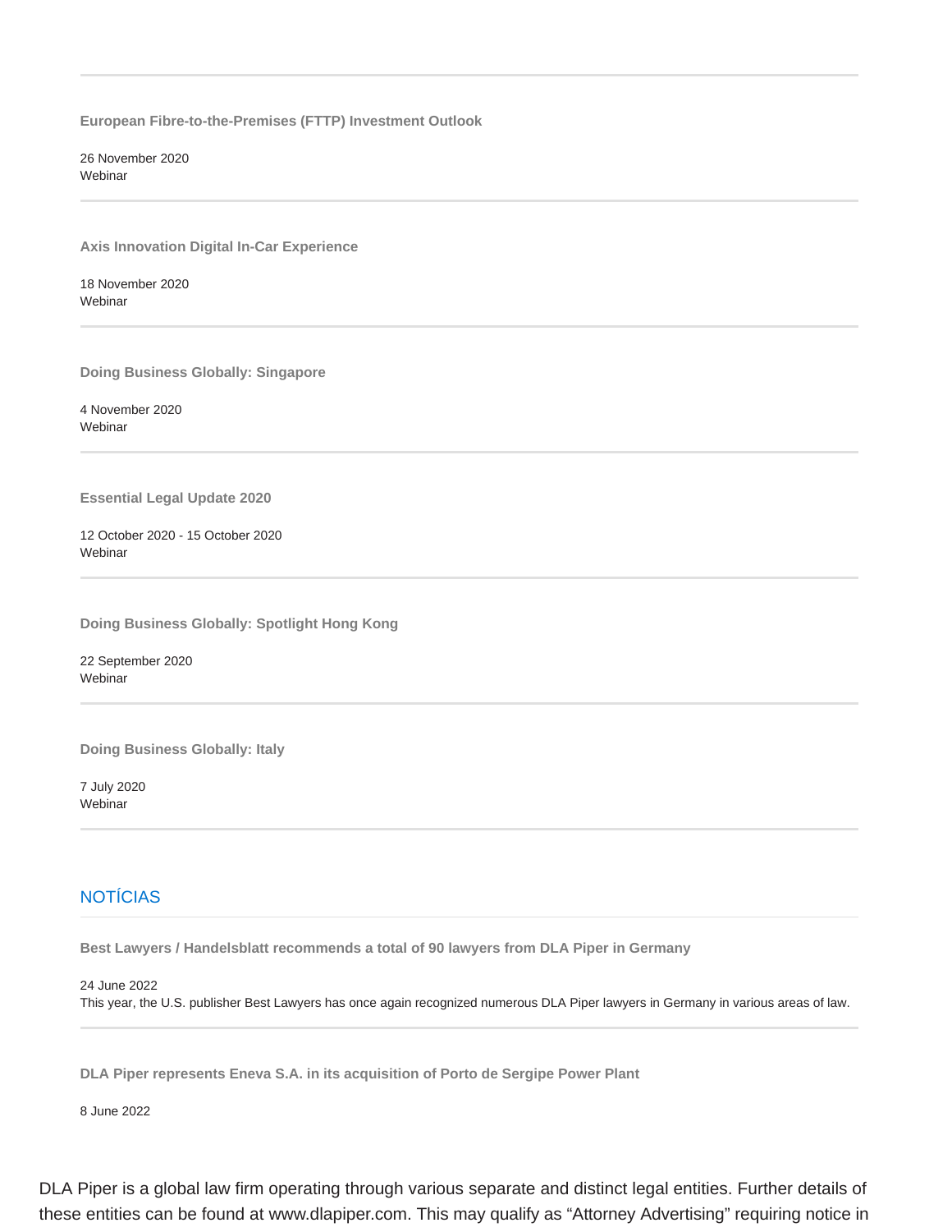**European Fibre-to-the-Premises (FTTP) Investment Outlook**

26 November 2020
Webinar

**Axis Innovation Digital In-Car Experience**

18 November 2020
Webinar

**Doing Business Globally: Singapore**

4 November 2020
Webinar

**Essential Legal Update 2020**

12 October 2020 - 15 October 2020
Webinar

**Doing Business Globally: Spotlight Hong Kong**

22 September 2020
Webinar

**Doing Business Globally: Italy**

7 July 2020
Webinar

## NOTÍCIAS

**Best Lawyers / Handelsblatt recommends a total of 90 lawyers from DLA Piper in Germany**

24 June 2022
This year, the U.S. publisher Best Lawyers has once again recognized numerous DLA Piper lawyers in Germany in various areas of law.

**DLA Piper represents Eneva S.A. in its acquisition of Porto de Sergipe Power Plant**

8 June 2022

DLA Piper is a global law firm operating through various separate and distinct legal entities. Further details of these entities can be found at www.dlapiper.com. This may qualify as "Attorney Advertising" requiring notice in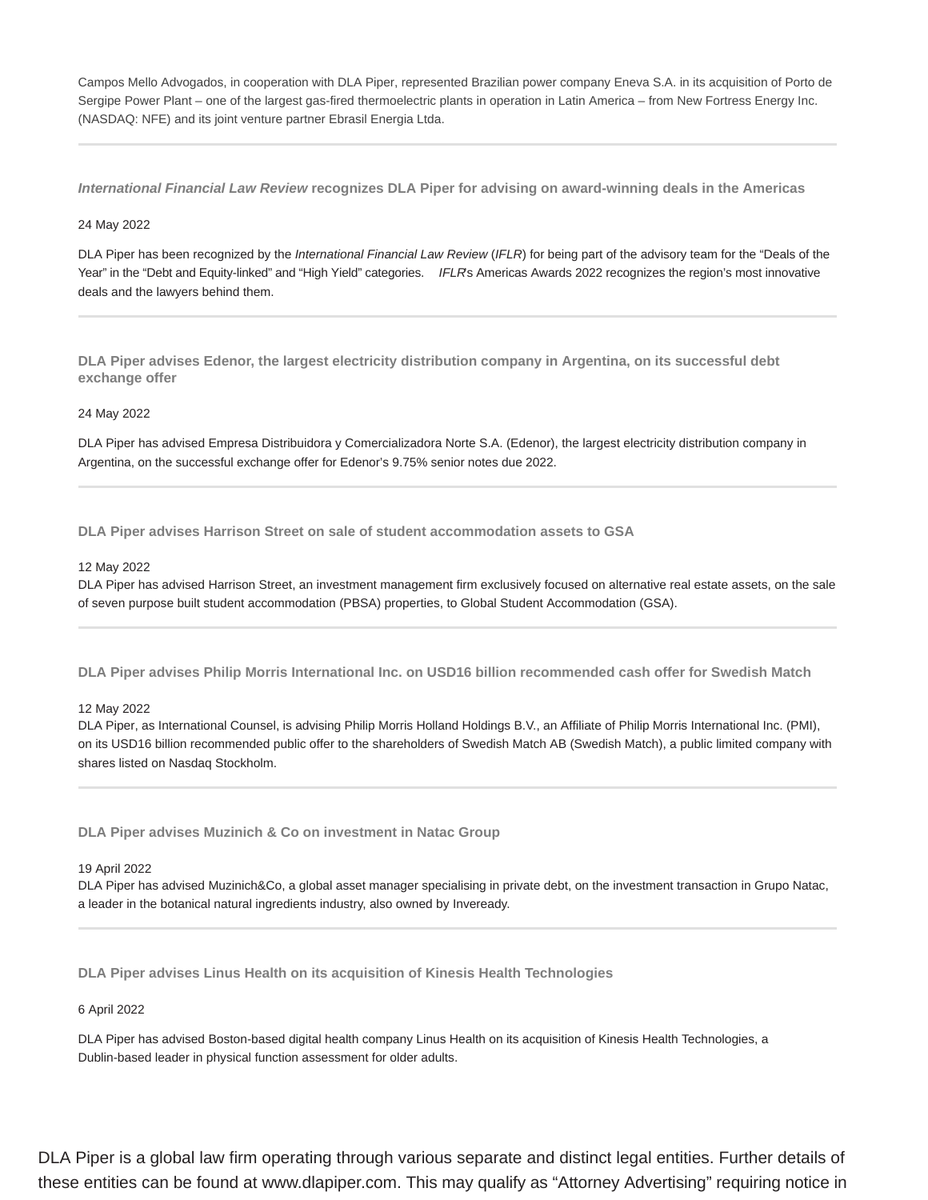Campos Mello Advogados, in cooperation with DLA Piper, represented Brazilian power company Eneva S.A. in its acquisition of Porto de Sergipe Power Plant – one of the largest gas-fired thermoelectric plants in operation in Latin America – from New Fortress Energy Inc. (NASDAQ: NFE) and its joint venture partner Ebrasil Energia Ltda.

---

### *International Financial Law Review* recognizes DLA Piper for advising on award-winning deals in the Americas

24 May 2022

DLA Piper has been recognized by the *International Financial Law Review* (*IFLR*) for being part of the advisory team for the "Deals of the Year" in the "Debt and Equity-linked" and "High Yield" categories. *IFLR*'s Americas Awards 2022 recognizes the region's most innovative deals and the lawyers behind them.

---

### DLA Piper advises Edenor, the largest electricity distribution company in Argentina, on its successful debt exchange offer

24 May 2022

DLA Piper has advised Empresa Distribuidora y Comercializadora Norte S.A. (Edenor), the largest electricity distribution company in Argentina, on the successful exchange offer for Edenor's 9.75% senior notes due 2022.

---

### DLA Piper advises Harrison Street on sale of student accommodation assets to GSA

12 May 2022

DLA Piper has advised Harrison Street, an investment management firm exclusively focused on alternative real estate assets, on the sale of seven purpose built student accommodation (PBSA) properties, to Global Student Accommodation (GSA).

---

### DLA Piper advises Philip Morris International Inc. on USD16 billion recommended cash offer for Swedish Match

12 May 2022

DLA Piper, as International Counsel, is advising Philip Morris Holland Holdings B.V., an Affiliate of Philip Morris International Inc. (PMI), on its USD16 billion recommended public offer to the shareholders of Swedish Match AB (Swedish Match), a public limited company with shares listed on Nasdaq Stockholm.

---

### DLA Piper advises Muzinich & Co on investment in Natac Group

19 April 2022

DLA Piper has advised Muzinich&Co, a global asset manager specialising in private debt, on the investment transaction in Grupo Natac, a leader in the botanical natural ingredients industry, also owned by Inveready.

---

### DLA Piper advises Linus Health on its acquisition of Kinesis Health Technologies

6 April 2022

DLA Piper has advised Boston-based digital health company Linus Health on its acquisition of Kinesis Health Technologies, a Dublin-based leader in physical function assessment for older adults.

DLA Piper is a global law firm operating through various separate and distinct legal entities. Further details of these entities can be found at www.dlapiper.com. This may qualify as "Attorney Advertising" requiring notice in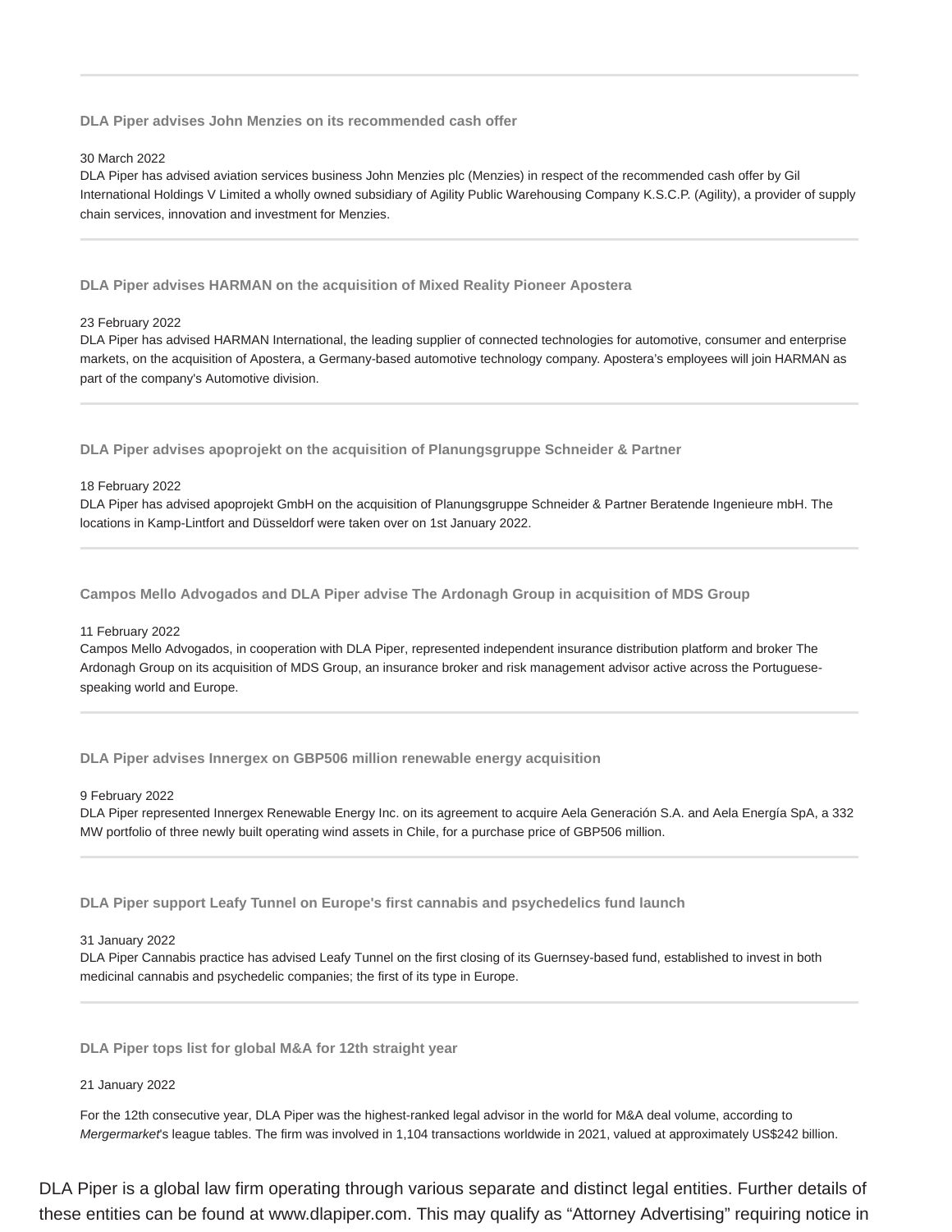### DLA Piper advises John Menzies on its recommended cash offer

30 March 2022
DLA Piper has advised aviation services business John Menzies plc (Menzies) in respect of the recommended cash offer by Gil International Holdings V Limited a wholly owned subsidiary of Agility Public Warehousing Company K.S.C.P. (Agility), a provider of supply chain services, innovation and investment for Menzies.

---

### DLA Piper advises HARMAN on the acquisition of Mixed Reality Pioneer Apostera

23 February 2022
DLA Piper has advised HARMAN International, the leading supplier of connected technologies for automotive, consumer and enterprise markets, on the acquisition of Apostera, a Germany-based automotive technology company. Apostera's employees will join HARMAN as part of the company's Automotive division.

---

### DLA Piper advises apoprojekt on the acquisition of Planungsgruppe Schneider & Partner

18 February 2022
DLA Piper has advised apoprojekt GmbH on the acquisition of Planungsgruppe Schneider & Partner Beratende Ingenieure mbH. The locations in Kamp-Lintfort and Düsseldorf were taken over on 1st January 2022.

---

### Campos Mello Advogados and DLA Piper advise The Ardonagh Group in acquisition of MDS Group

11 February 2022
Campos Mello Advogados, in cooperation with DLA Piper, represented independent insurance distribution platform and broker The Ardonagh Group on its acquisition of MDS Group, an insurance broker and risk management advisor active across the Portuguese-speaking world and Europe.

---

### DLA Piper advises Innergex on GBP506 million renewable energy acquisition

9 February 2022
DLA Piper represented Innergex Renewable Energy Inc. on its agreement to acquire Aela Generación S.A. and Aela Energía SpA, a 332 MW portfolio of three newly built operating wind assets in Chile, for a purchase price of GBP506 million.

---

### DLA Piper support Leafy Tunnel on Europe's first cannabis and psychedelics fund launch

31 January 2022
DLA Piper Cannabis practice has advised Leafy Tunnel on the first closing of its Guernsey-based fund, established to invest in both medicinal cannabis and psychedelic companies; the first of its type in Europe.

---

### DLA Piper tops list for global M&A for 12th straight year

21 January 2022

For the 12th consecutive year, DLA Piper was the highest-ranked legal advisor in the world for M&A deal volume, according to *Mergermarket*'s league tables. The firm was involved in 1,104 transactions worldwide in 2021, valued at approximately US$242 billion.

DLA Piper is a global law firm operating through various separate and distinct legal entities. Further details of these entities can be found at www.dlapiper.com. This may qualify as "Attorney Advertising" requiring notice in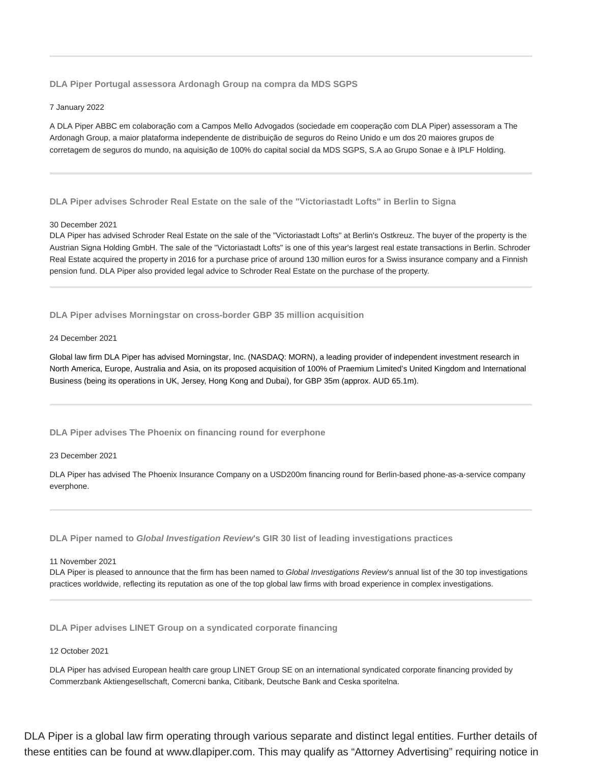---

### DLA Piper Portugal assessora Ardonagh Group na compra da MDS SGPS

7 January 2022

A DLA Piper ABBC em colaboração com a Campos Mello Advogados (sociedade em cooperação com DLA Piper) assessoram a The Ardonagh Group, a maior plataforma independente de distribuição de seguros do Reino Unido e um dos 20 maiores grupos de corretagem de seguros do mundo, na aquisição de 100% do capital social da MDS SGPS, S.A ao Grupo Sonae e à IPLF Holding.

---

### DLA Piper advises Schroder Real Estate on the sale of the "Victoriastadt Lofts" in Berlin to Signa

30 December 2021

DLA Piper has advised Schroder Real Estate on the sale of the "Victoriastadt Lofts" at Berlin's Ostkreuz. The buyer of the property is the Austrian Signa Holding GmbH. The sale of the "Victoriastadt Lofts" is one of this year's largest real estate transactions in Berlin. Schroder Real Estate acquired the property in 2016 for a purchase price of around 130 million euros for a Swiss insurance company and a Finnish pension fund. DLA Piper also provided legal advice to Schroder Real Estate on the purchase of the property.

---

### DLA Piper advises Morningstar on cross-border GBP 35 million acquisition

24 December 2021

Global law firm DLA Piper has advised Morningstar, Inc. (NASDAQ: MORN), a leading provider of independent investment research in North America, Europe, Australia and Asia, on its proposed acquisition of 100% of Praemium Limited's United Kingdom and International Business (being its operations in UK, Jersey, Hong Kong and Dubai), for GBP 35m (approx. AUD 65.1m).

---

### DLA Piper advises The Phoenix on financing round for everphone

23 December 2021

DLA Piper has advised The Phoenix Insurance Company on a USD200m financing round for Berlin-based phone-as-a-service company everphone.

---

### DLA Piper named to *Global Investigation Review*'s GIR 30 list of leading investigations practices

11 November 2021

DLA Piper is pleased to announce that the firm has been named to *Global Investigations Review*'s annual list of the 30 top investigations practices worldwide, reflecting its reputation as one of the top global law firms with broad experience in complex investigations.

---

### DLA Piper advises LINET Group on a syndicated corporate financing

12 October 2021

DLA Piper has advised European health care group LINET Group SE on an international syndicated corporate financing provided by Commerzbank Aktiengesellschaft, Comercni banka, Citibank, Deutsche Bank and Ceska sporitelna.

DLA Piper is a global law firm operating through various separate and distinct legal entities. Further details of these entities can be found at www.dlapiper.com. This may qualify as "Attorney Advertising" requiring notice in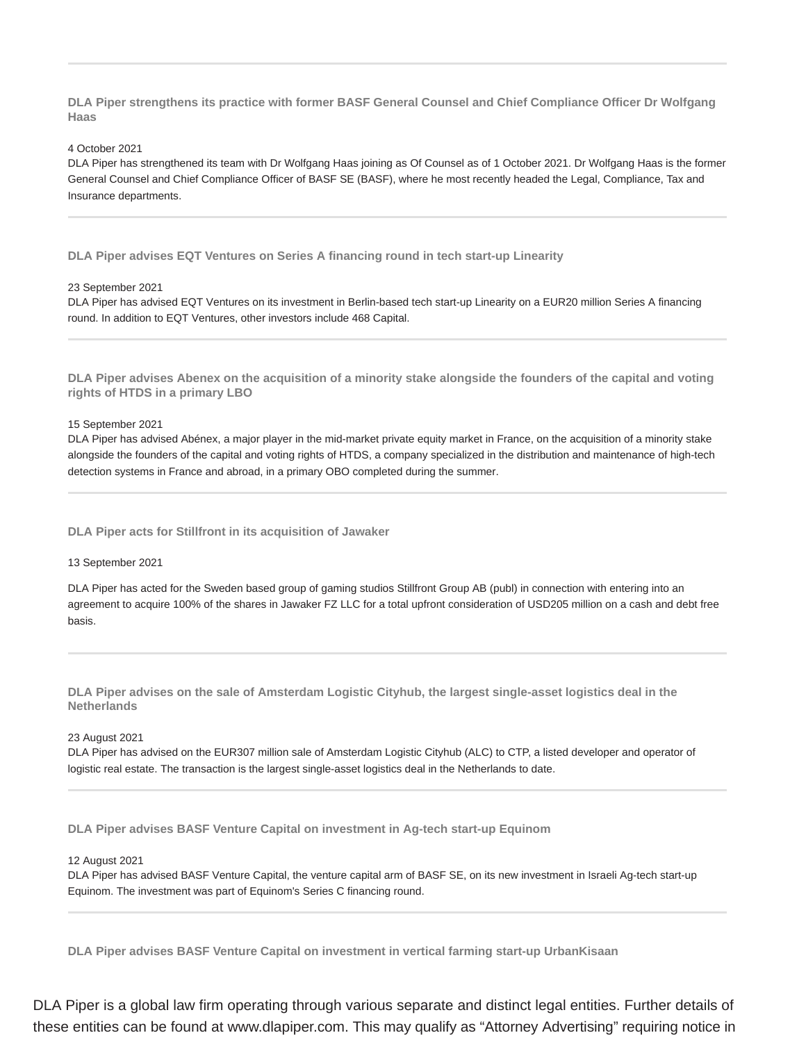---

**DLA Piper strengthens its practice with former BASF General Counsel and Chief Compliance Officer Dr Wolfgang Haas**

4 October 2021
DLA Piper has strengthened its team with Dr Wolfgang Haas joining as Of Counsel as of 1 October 2021. Dr Wolfgang Haas is the former General Counsel and Chief Compliance Officer of BASF SE (BASF), where he most recently headed the Legal, Compliance, Tax and Insurance departments.

---

**DLA Piper advises EQT Ventures on Series A financing round in tech start-up Linearity**

23 September 2021
DLA Piper has advised EQT Ventures on its investment in Berlin-based tech start-up Linearity on a EUR20 million Series A financing round. In addition to EQT Ventures, other investors include 468 Capital.

---

**DLA Piper advises Abenex on the acquisition of a minority stake alongside the founders of the capital and voting rights of HTDS in a primary LBO**

15 September 2021
DLA Piper has advised Abénex, a major player in the mid-market private equity market in France, on the acquisition of a minority stake alongside the founders of the capital and voting rights of HTDS, a company specialized in the distribution and maintenance of high-tech detection systems in France and abroad, in a primary OBO completed during the summer.

---

**DLA Piper acts for Stillfront in its acquisition of Jawaker**

13 September 2021

DLA Piper has acted for the Sweden based group of gaming studios Stillfront Group AB (publ) in connection with entering into an agreement to acquire 100% of the shares in Jawaker FZ LLC for a total upfront consideration of USD205 million on a cash and debt free basis.

---

**DLA Piper advises on the sale of Amsterdam Logistic Cityhub, the largest single-asset logistics deal in the Netherlands**

23 August 2021
DLA Piper has advised on the EUR307 million sale of Amsterdam Logistic Cityhub (ALC) to CTP, a listed developer and operator of logistic real estate. The transaction is the largest single-asset logistics deal in the Netherlands to date.

---

**DLA Piper advises BASF Venture Capital on investment in Ag-tech start-up Equinom**

12 August 2021
DLA Piper has advised BASF Venture Capital, the venture capital arm of BASF SE, on its new investment in Israeli Ag-tech start-up Equinom. The investment was part of Equinom's Series C financing round.

---

**DLA Piper advises BASF Venture Capital on investment in vertical farming start-up UrbanKisaan**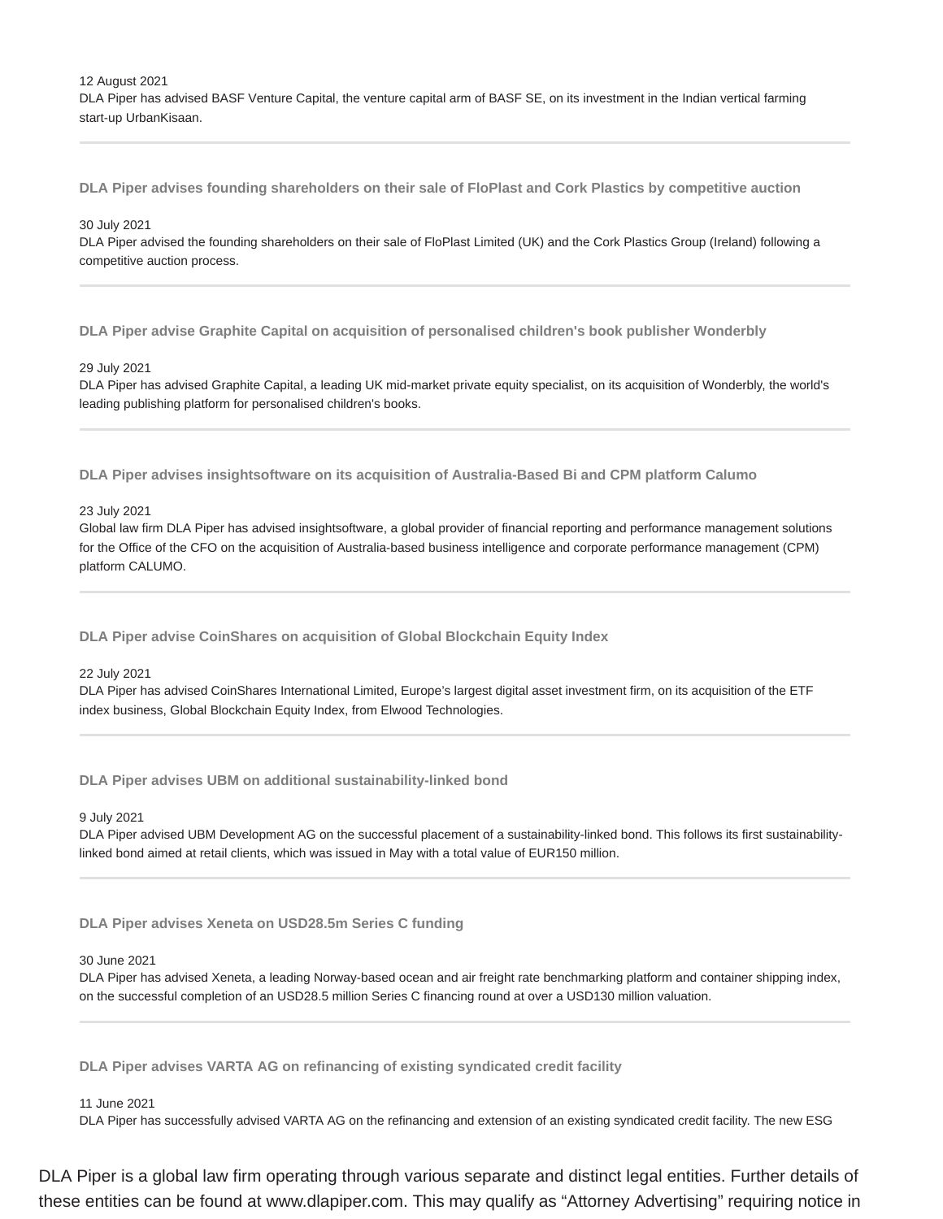12 August 2021
DLA Piper has advised BASF Venture Capital, the venture capital arm of BASF SE, on its investment in the Indian vertical farming start-up UrbanKisaan.

---

**DLA Piper advises founding shareholders on their sale of FloPlast and Cork Plastics by competitive auction**

30 July 2021
DLA Piper advised the founding shareholders on their sale of FloPlast Limited (UK) and the Cork Plastics Group (Ireland) following a competitive auction process.

---

**DLA Piper advise Graphite Capital on acquisition of personalised children's book publisher Wonderbly**

29 July 2021
DLA Piper has advised Graphite Capital, a leading UK mid-market private equity specialist, on its acquisition of Wonderbly, the world's leading publishing platform for personalised children's books.

---

**DLA Piper advises insightsoftware on its acquisition of Australia-Based Bi and CPM platform Calumo**

23 July 2021
Global law firm DLA Piper has advised insightsoftware, a global provider of financial reporting and performance management solutions for the Office of the CFO on the acquisition of Australia-based business intelligence and corporate performance management (CPM) platform CALUMO.

---

**DLA Piper advise CoinShares on acquisition of Global Blockchain Equity Index**

22 July 2021
DLA Piper has advised CoinShares International Limited, Europe's largest digital asset investment firm, on its acquisition of the ETF index business, Global Blockchain Equity Index, from Elwood Technologies.

---

**DLA Piper advises UBM on additional sustainability-linked bond**

9 July 2021
DLA Piper advised UBM Development AG on the successful placement of a sustainability-linked bond. This follows its first sustainability-linked bond aimed at retail clients, which was issued in May with a total value of EUR150 million.

---

**DLA Piper advises Xeneta on USD28.5m Series C funding**

30 June 2021
DLA Piper has advised Xeneta, a leading Norway-based ocean and air freight rate benchmarking platform and container shipping index, on the successful completion of an USD28.5 million Series C financing round at over a USD130 million valuation.

---

**DLA Piper advises VARTA AG on refinancing of existing syndicated credit facility**

11 June 2021
DLA Piper has successfully advised VARTA AG on the refinancing and extension of an existing syndicated credit facility. The new ESG

DLA Piper is a global law firm operating through various separate and distinct legal entities. Further details of these entities can be found at www.dlapiper.com. This may qualify as "Attorney Advertising" requiring notice in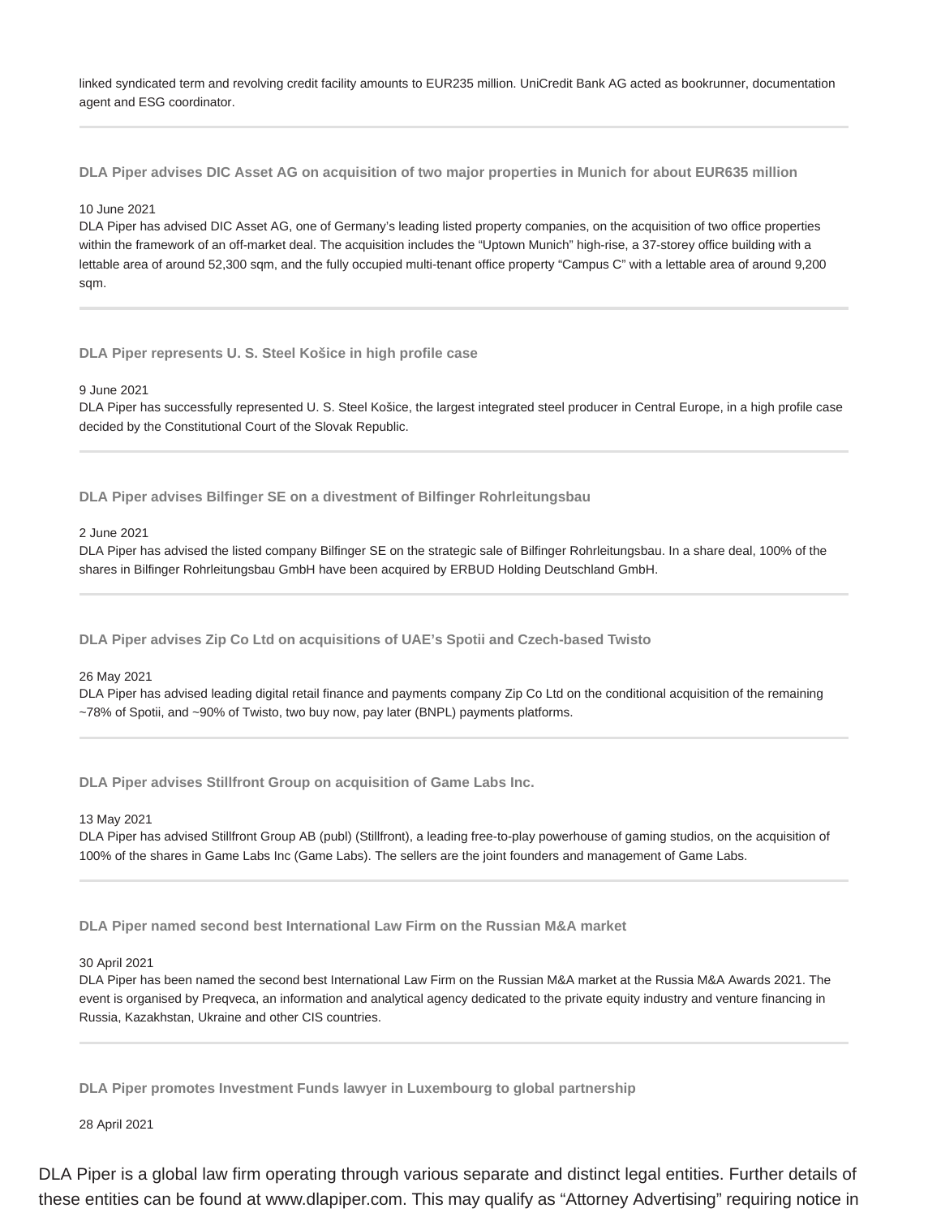linked syndicated term and revolving credit facility amounts to EUR235 million. UniCredit Bank AG acted as bookrunner, documentation agent and ESG coordinator.

---

**DLA Piper advises DIC Asset AG on acquisition of two major properties in Munich for about EUR635 million**

10 June 2021

DLA Piper has advised DIC Asset AG, one of Germany's leading listed property companies, on the acquisition of two office properties within the framework of an off-market deal. The acquisition includes the "Uptown Munich" high-rise, a 37-storey office building with a lettable area of around 52,300 sqm, and the fully occupied multi-tenant office property "Campus C" with a lettable area of around 9,200 sqm.

---

**DLA Piper represents U. S. Steel Košice in high profile case**

9 June 2021

DLA Piper has successfully represented U. S. Steel Košice, the largest integrated steel producer in Central Europe, in a high profile case decided by the Constitutional Court of the Slovak Republic.

---

**DLA Piper advises Bilfinger SE on a divestment of Bilfinger Rohrleitungsbau**

2 June 2021

DLA Piper has advised the listed company Bilfinger SE on the strategic sale of Bilfinger Rohrleitungsbau. In a share deal, 100% of the shares in Bilfinger Rohrleitungsbau GmbH have been acquired by ERBUD Holding Deutschland GmbH.

---

**DLA Piper advises Zip Co Ltd on acquisitions of UAE's Spotii and Czech-based Twisto**

26 May 2021

DLA Piper has advised leading digital retail finance and payments company Zip Co Ltd on the conditional acquisition of the remaining ~78% of Spotii, and ~90% of Twisto, two buy now, pay later (BNPL) payments platforms.

---

**DLA Piper advises Stillfront Group on acquisition of Game Labs Inc.**

13 May 2021

DLA Piper has advised Stillfront Group AB (publ) (Stillfront), a leading free-to-play powerhouse of gaming studios, on the acquisition of 100% of the shares in Game Labs Inc (Game Labs). The sellers are the joint founders and management of Game Labs.

---

**DLA Piper named second best International Law Firm on the Russian M&A market**

30 April 2021

DLA Piper has been named the second best International Law Firm on the Russian M&A market at the Russia M&A Awards 2021. The event is organised by Preqveca, an information and analytical agency dedicated to the private equity industry and venture financing in Russia, Kazakhstan, Ukraine and other CIS countries.

---

**DLA Piper promotes Investment Funds lawyer in Luxembourg to global partnership**

28 April 2021

DLA Piper is a global law firm operating through various separate and distinct legal entities. Further details of these entities can be found at www.dlapiper.com. This may qualify as "Attorney Advertising" requiring notice in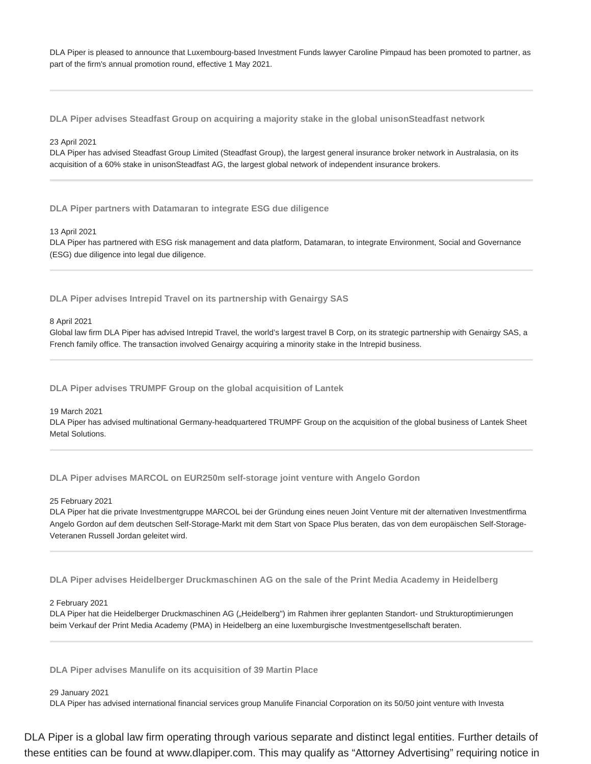DLA Piper is pleased to announce that Luxembourg-based Investment Funds lawyer Caroline Pimpaud has been promoted to partner, as part of the firm's annual promotion round, effective 1 May 2021.

---

**DLA Piper advises Steadfast Group on acquiring a majority stake in the global unisonSteadfast network**

23 April 2021

DLA Piper has advised Steadfast Group Limited (Steadfast Group), the largest general insurance broker network in Australasia, on its acquisition of a 60% stake in unisonSteadfast AG, the largest global network of independent insurance brokers.

---

**DLA Piper partners with Datamaran to integrate ESG due diligence**

13 April 2021

DLA Piper has partnered with ESG risk management and data platform, Datamaran, to integrate Environment, Social and Governance (ESG) due diligence into legal due diligence.

---

**DLA Piper advises Intrepid Travel on its partnership with Genairgy SAS**

8 April 2021

Global law firm DLA Piper has advised Intrepid Travel, the world's largest travel B Corp, on its strategic partnership with Genairgy SAS, a French family office. The transaction involved Genairgy acquiring a minority stake in the Intrepid business.

---

**DLA Piper advises TRUMPF Group on the global acquisition of Lantek**

19 March 2021

DLA Piper has advised multinational Germany-headquartered TRUMPF Group on the acquisition of the global business of Lantek Sheet Metal Solutions.

---

**DLA Piper advises MARCOL on EUR250m self-storage joint venture with Angelo Gordon**

25 February 2021

DLA Piper hat die private Investmentgruppe MARCOL bei der Gründung eines neuen Joint Venture mit der alternativen Investmentfirma Angelo Gordon auf dem deutschen Self-Storage-Markt mit dem Start von Space Plus beraten, das von dem europäischen Self-Storage-Veteranen Russell Jordan geleitet wird.

---

**DLA Piper advises Heidelberger Druckmaschinen AG on the sale of the Print Media Academy in Heidelberg**

2 February 2021

DLA Piper hat die Heidelberger Druckmaschinen AG („Heidelberg") im Rahmen ihrer geplanten Standort- und Strukturoptimierungen beim Verkauf der Print Media Academy (PMA) in Heidelberg an eine luxemburgische Investmentgesellschaft beraten.

---

**DLA Piper advises Manulife on its acquisition of 39 Martin Place**

29 January 2021

DLA Piper has advised international financial services group Manulife Financial Corporation on its 50/50 joint venture with Investa

DLA Piper is a global law firm operating through various separate and distinct legal entities. Further details of these entities can be found at www.dlapiper.com. This may qualify as "Attorney Advertising" requiring notice in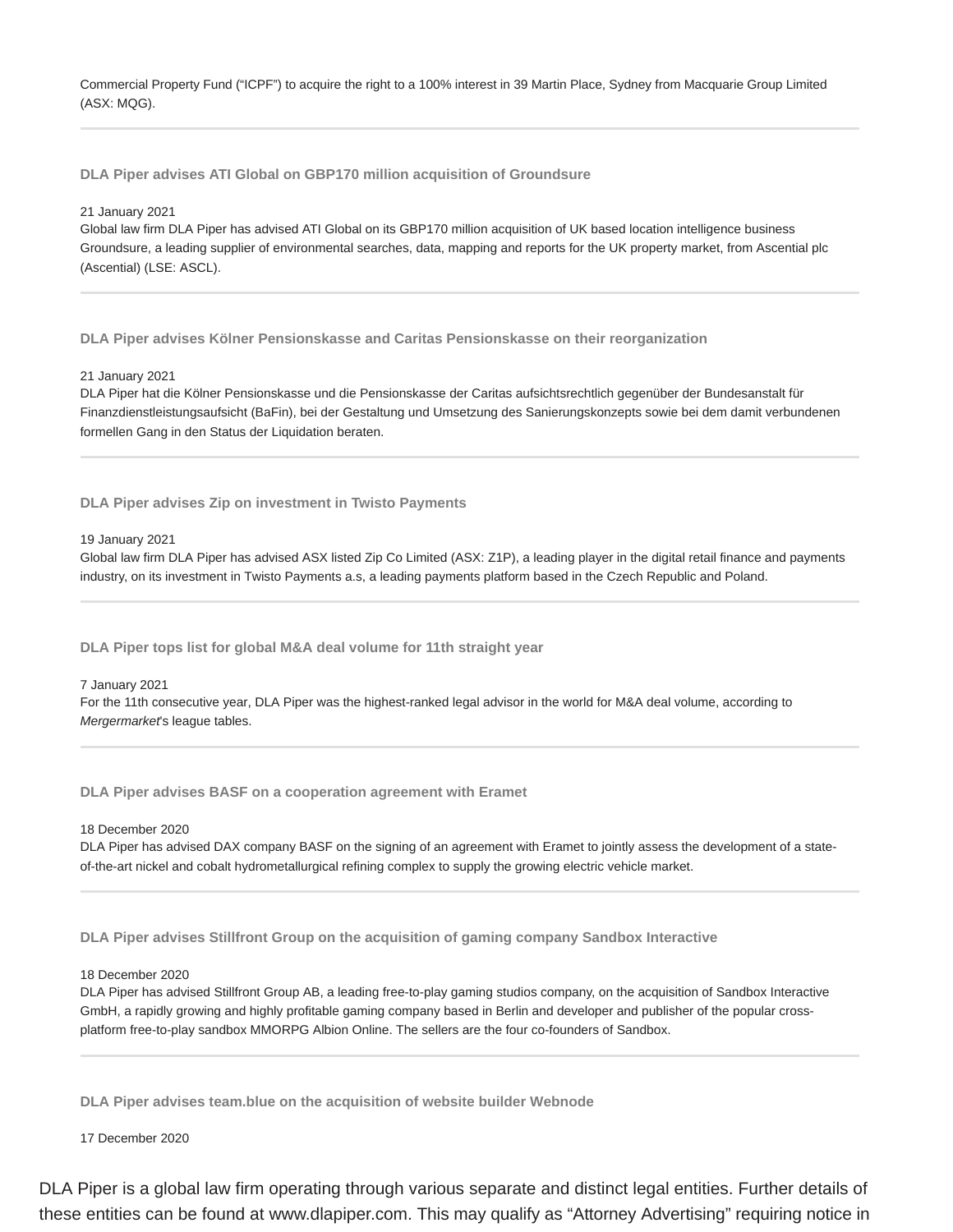Commercial Property Fund ("ICPF") to acquire the right to a 100% interest in 39 Martin Place, Sydney from Macquarie Group Limited (ASX: MQG).

---

**DLA Piper advises ATI Global on GBP170 million acquisition of Groundsure**

21 January 2021
Global law firm DLA Piper has advised ATI Global on its GBP170 million acquisition of UK based location intelligence business Groundsure, a leading supplier of environmental searches, data, mapping and reports for the UK property market, from Ascential plc (Ascential) (LSE: ASCL).

---

**DLA Piper advises Kölner Pensionskasse and Caritas Pensionskasse on their reorganization**

21 January 2021
DLA Piper hat die Kölner Pensionskasse und die Pensionskasse der Caritas aufsichtsrechtlich gegenüber der Bundesanstalt für Finanzdienstleistungsaufsicht (BaFin), bei der Gestaltung und Umsetzung des Sanierungskonzepts sowie bei dem damit verbundenen formellen Gang in den Status der Liquidation beraten.

---

**DLA Piper advises Zip on investment in Twisto Payments**

19 January 2021
Global law firm DLA Piper has advised ASX listed Zip Co Limited (ASX: Z1P), a leading player in the digital retail finance and payments industry, on its investment in Twisto Payments a.s, a leading payments platform based in the Czech Republic and Poland.

---

**DLA Piper tops list for global M&A deal volume for 11th straight year**

7 January 2021
For the 11th consecutive year, DLA Piper was the highest-ranked legal advisor in the world for M&A deal volume, according to *Mergermarket*'s league tables.

---

**DLA Piper advises BASF on a cooperation agreement with Eramet**

18 December 2020
DLA Piper has advised DAX company BASF on the signing of an agreement with Eramet to jointly assess the development of a state-of-the-art nickel and cobalt hydrometallurgical refining complex to supply the growing electric vehicle market.

---

**DLA Piper advises Stillfront Group on the acquisition of gaming company Sandbox Interactive**

18 December 2020
DLA Piper has advised Stillfront Group AB, a leading free-to-play gaming studios company, on the acquisition of Sandbox Interactive GmbH, a rapidly growing and highly profitable gaming company based in Berlin and developer and publisher of the popular cross-platform free-to-play sandbox MMORPG Albion Online. The sellers are the four co-founders of Sandbox.

---

**DLA Piper advises team.blue on the acquisition of website builder Webnode**

17 December 2020

DLA Piper is a global law firm operating through various separate and distinct legal entities. Further details of these entities can be found at www.dlapiper.com. This may qualify as "Attorney Advertising" requiring notice in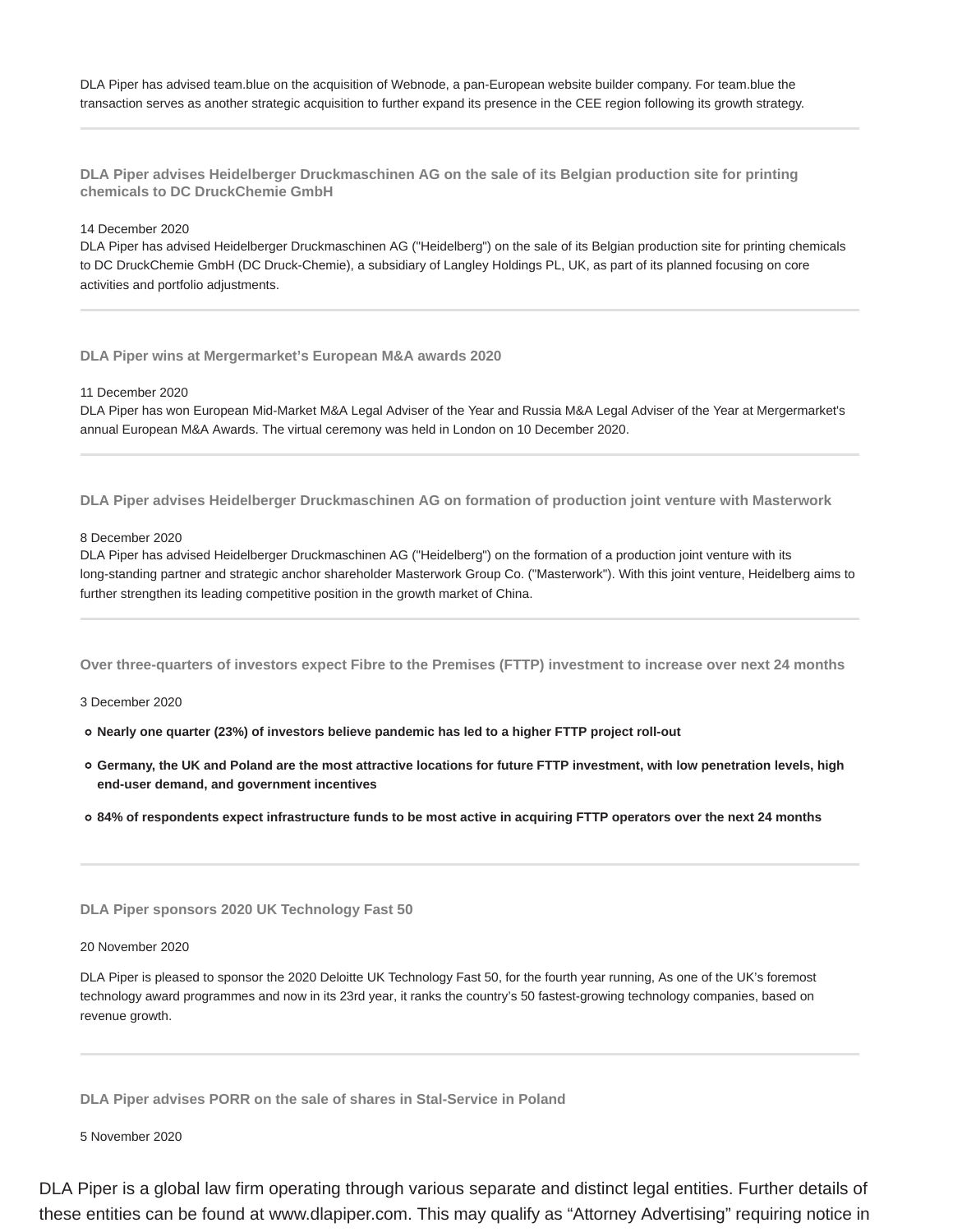DLA Piper has advised team.blue on the acquisition of Webnode, a pan-European website builder company. For team.blue the transaction serves as another strategic acquisition to further expand its presence in the CEE region following its growth strategy.

---

### DLA Piper advises Heidelberger Druckmaschinen AG on the sale of its Belgian production site for printing chemicals to DC DruckChemie GmbH

14 December 2020

DLA Piper has advised Heidelberger Druckmaschinen AG ("Heidelberg") on the sale of its Belgian production site for printing chemicals to DC DruckChemie GmbH (DC Druck-Chemie), a subsidiary of Langley Holdings PL, UK, as part of its planned focusing on core activities and portfolio adjustments.

---

### DLA Piper wins at Mergermarket's European M&A awards 2020

11 December 2020

DLA Piper has won European Mid-Market M&A Legal Adviser of the Year and Russia M&A Legal Adviser of the Year at Mergermarket's annual European M&A Awards. The virtual ceremony was held in London on 10 December 2020.

---

### DLA Piper advises Heidelberger Druckmaschinen AG on formation of production joint venture with Masterwork

8 December 2020

DLA Piper has advised Heidelberger Druckmaschinen AG ("Heidelberg") on the formation of a production joint venture with its long-standing partner and strategic anchor shareholder Masterwork Group Co. ("Masterwork"). With this joint venture, Heidelberg aims to further strengthen its leading competitive position in the growth market of China.

---

### Over three-quarters of investors expect Fibre to the Premises (FTTP) investment to increase over next 24 months

3 December 2020

- **Nearly one quarter (23%) of investors believe pandemic has led to a higher FTTP project roll-out**
- **Germany, the UK and Poland are the most attractive locations for future FTTP investment, with low penetration levels, high end-user demand, and government incentives**
- **84% of respondents expect infrastructure funds to be most active in acquiring FTTP operators over the next 24 months**

---

### DLA Piper sponsors 2020 UK Technology Fast 50

20 November 2020

DLA Piper is pleased to sponsor the 2020 Deloitte UK Technology Fast 50, for the fourth year running, As one of the UK's foremost technology award programmes and now in its 23rd year, it ranks the country's 50 fastest-growing technology companies, based on revenue growth.

---

### DLA Piper advises PORR on the sale of shares in Stal-Service in Poland

5 November 2020

DLA Piper is a global law firm operating through various separate and distinct legal entities. Further details of these entities can be found at www.dlapiper.com. This may qualify as "Attorney Advertising" requiring notice in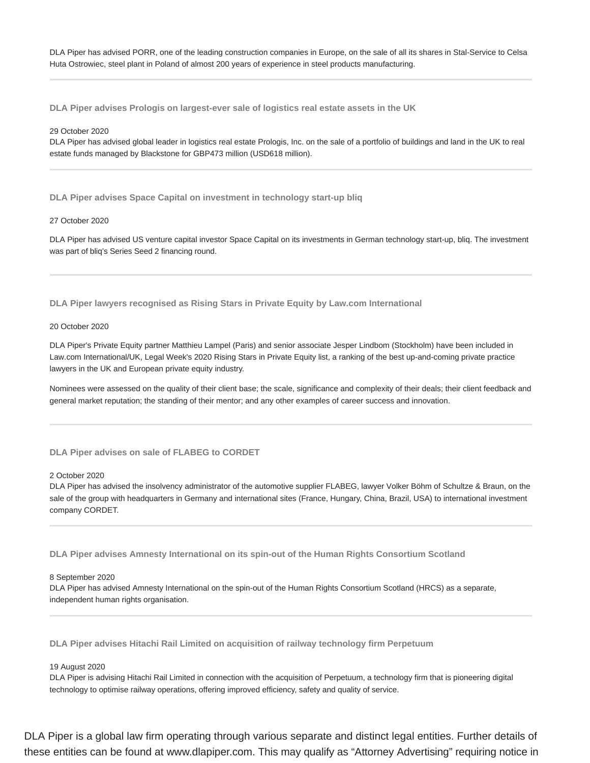DLA Piper has advised PORR, one of the leading construction companies in Europe, on the sale of all its shares in Stal-Service to Celsa Huta Ostrowiec, steel plant in Poland of almost 200 years of experience in steel products manufacturing.

---

### DLA Piper advises Prologis on largest-ever sale of logistics real estate assets in the UK

29 October 2020
DLA Piper has advised global leader in logistics real estate Prologis, Inc. on the sale of a portfolio of buildings and land in the UK to real estate funds managed by Blackstone for GBP473 million (USD618 million).

---

### DLA Piper advises Space Capital on investment in technology start-up bliq

27 October 2020

DLA Piper has advised US venture capital investor Space Capital on its investments in German technology start-up, bliq. The investment was part of bliq's Series Seed 2 financing round.

---

### DLA Piper lawyers recognised as Rising Stars in Private Equity by Law.com International

20 October 2020

DLA Piper's Private Equity partner Matthieu Lampel (Paris) and senior associate Jesper Lindbom (Stockholm) have been included in Law.com International/UK, Legal Week's 2020 Rising Stars in Private Equity list, a ranking of the best up-and-coming private practice lawyers in the UK and European private equity industry.

Nominees were assessed on the quality of their client base; the scale, significance and complexity of their deals; their client feedback and general market reputation; the standing of their mentor; and any other examples of career success and innovation.

---

### DLA Piper advises on sale of FLABEG to CORDET

2 October 2020
DLA Piper has advised the insolvency administrator of the automotive supplier FLABEG, lawyer Volker Böhm of Schultze & Braun, on the sale of the group with headquarters in Germany and international sites (France, Hungary, China, Brazil, USA) to international investment company CORDET.

---

### DLA Piper advises Amnesty International on its spin-out of the Human Rights Consortium Scotland

8 September 2020
DLA Piper has advised Amnesty International on the spin-out of the Human Rights Consortium Scotland (HRCS) as a separate, independent human rights organisation.

---

### DLA Piper advises Hitachi Rail Limited on acquisition of railway technology firm Perpetuum

19 August 2020
DLA Piper is advising Hitachi Rail Limited in connection with the acquisition of Perpetuum, a technology firm that is pioneering digital technology to optimise railway operations, offering improved efficiency, safety and quality of service.

DLA Piper is a global law firm operating through various separate and distinct legal entities. Further details of these entities can be found at www.dlapiper.com. This may qualify as "Attorney Advertising" requiring notice in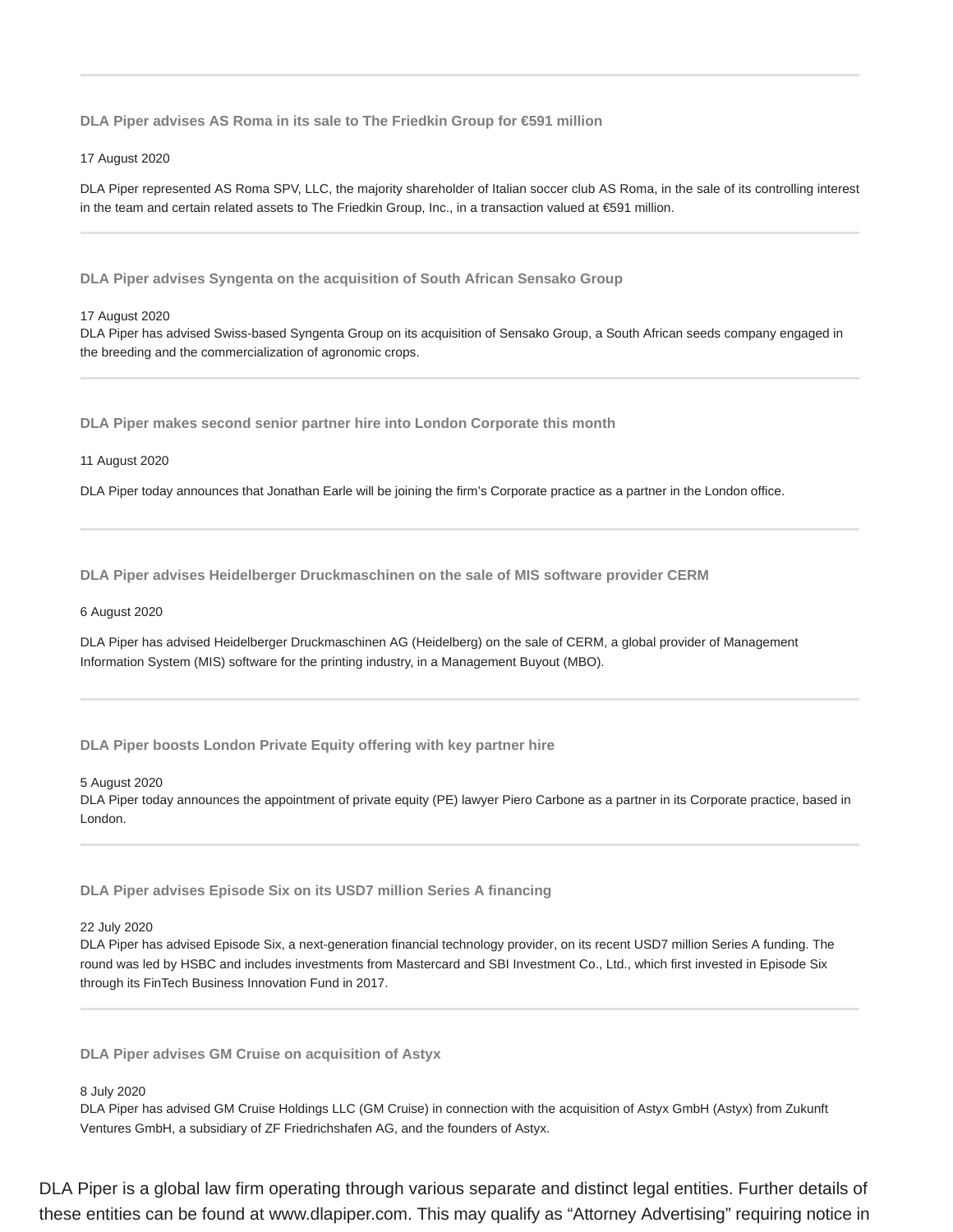### DLA Piper advises AS Roma in its sale to The Friedkin Group for €591 million

17 August 2020

DLA Piper represented AS Roma SPV, LLC, the majority shareholder of Italian soccer club AS Roma, in the sale of its controlling interest in the team and certain related assets to The Friedkin Group, Inc., in a transaction valued at €591 million.

### DLA Piper advises Syngenta on the acquisition of South African Sensako Group

17 August 2020

DLA Piper has advised Swiss-based Syngenta Group on its acquisition of Sensako Group, a South African seeds company engaged in the breeding and the commercialization of agronomic crops.

### DLA Piper makes second senior partner hire into London Corporate this month

11 August 2020

DLA Piper today announces that Jonathan Earle will be joining the firm's Corporate practice as a partner in the London office.

### DLA Piper advises Heidelberger Druckmaschinen on the sale of MIS software provider CERM

6 August 2020

DLA Piper has advised Heidelberger Druckmaschinen AG (Heidelberg) on the sale of CERM, a global provider of Management Information System (MIS) software for the printing industry, in a Management Buyout (MBO).

### DLA Piper boosts London Private Equity offering with key partner hire

5 August 2020

DLA Piper today announces the appointment of private equity (PE) lawyer Piero Carbone as a partner in its Corporate practice, based in London.

### DLA Piper advises Episode Six on its USD7 million Series A financing

22 July 2020

DLA Piper has advised Episode Six, a next-generation financial technology provider, on its recent USD7 million Series A funding. The round was led by HSBC and includes investments from Mastercard and SBI Investment Co., Ltd., which first invested in Episode Six through its FinTech Business Innovation Fund in 2017.

### DLA Piper advises GM Cruise on acquisition of Astyx

8 July 2020

DLA Piper has advised GM Cruise Holdings LLC (GM Cruise) in connection with the acquisition of Astyx GmbH (Astyx) from Zukunft Ventures GmbH, a subsidiary of ZF Friedrichshafen AG, and the founders of Astyx.

DLA Piper is a global law firm operating through various separate and distinct legal entities. Further details of these entities can be found at www.dlapiper.com. This may qualify as "Attorney Advertising" requiring notice in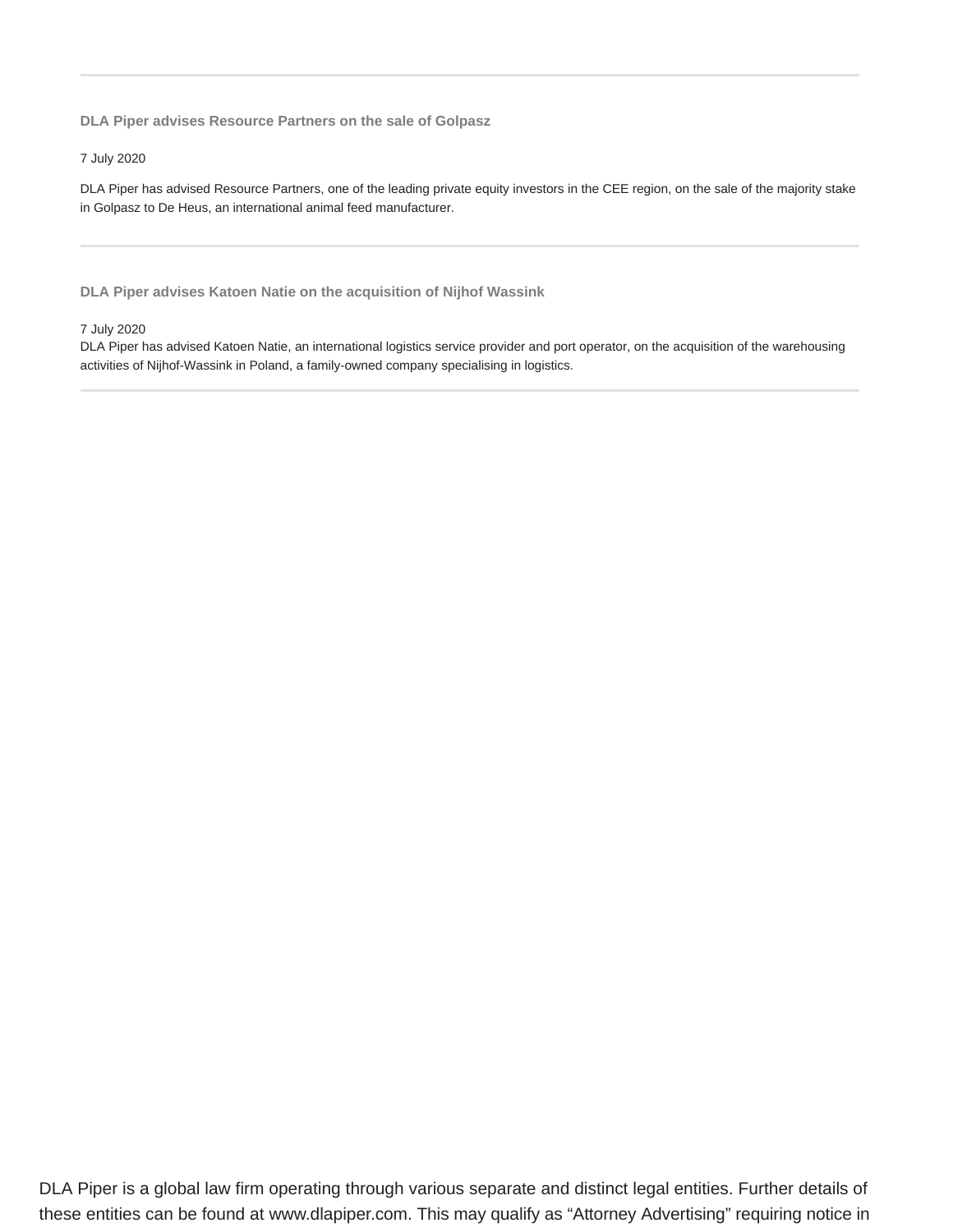**DLA Piper advises Resource Partners on the sale of Golpasz**

7 July 2020

DLA Piper has advised Resource Partners, one of the leading private equity investors in the CEE region, on the sale of the majority stake in Golpasz to De Heus, an international animal feed manufacturer.

**DLA Piper advises Katoen Natie on the acquisition of Nijhof Wassink**

7 July 2020

DLA Piper has advised Katoen Natie, an international logistics service provider and port operator, on the acquisition of the warehousing activities of Nijhof-Wassink in Poland, a family-owned company specialising in logistics.

DLA Piper is a global law firm operating through various separate and distinct legal entities. Further details of these entities can be found at www.dlapiper.com. This may qualify as "Attorney Advertising" requiring notice in